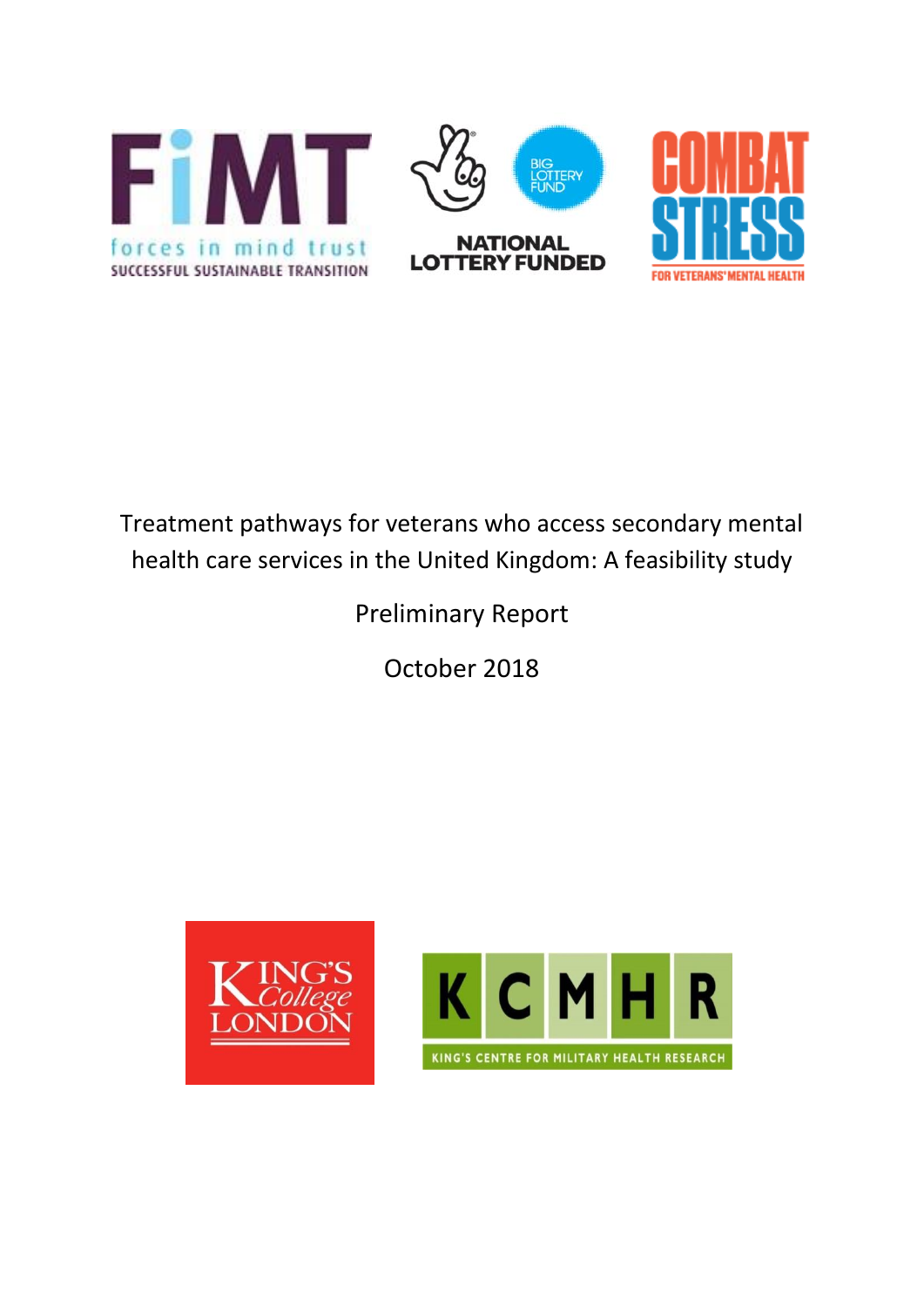# Treatment pathways for veterans who access secondary mental health care services in the United Kingdom: A feasibility study

Preliminary Report

October 2018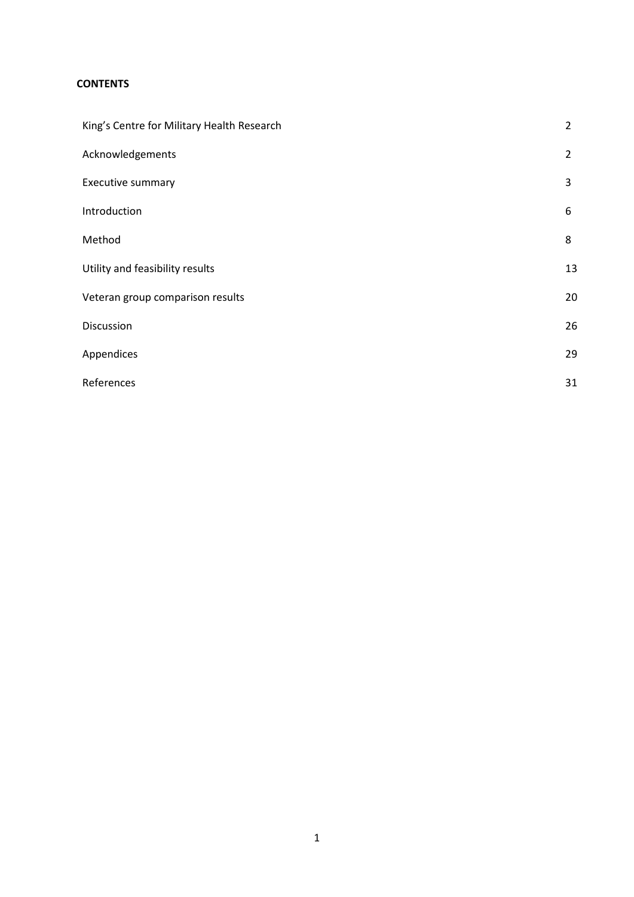**CONTENTS**

| | |
|---|---|
| King's Centre for Military Health Research | 2 |
| Acknowledgements | 2 |
| Executive summary | 3 |
| Introduction | 6 |
| Method | 8 |
| Utility and feasibility results | 13 |
| Veteran group comparison results | 20 |
| Discussion | 26 |
| Appendices | 29 |
| References | 31 |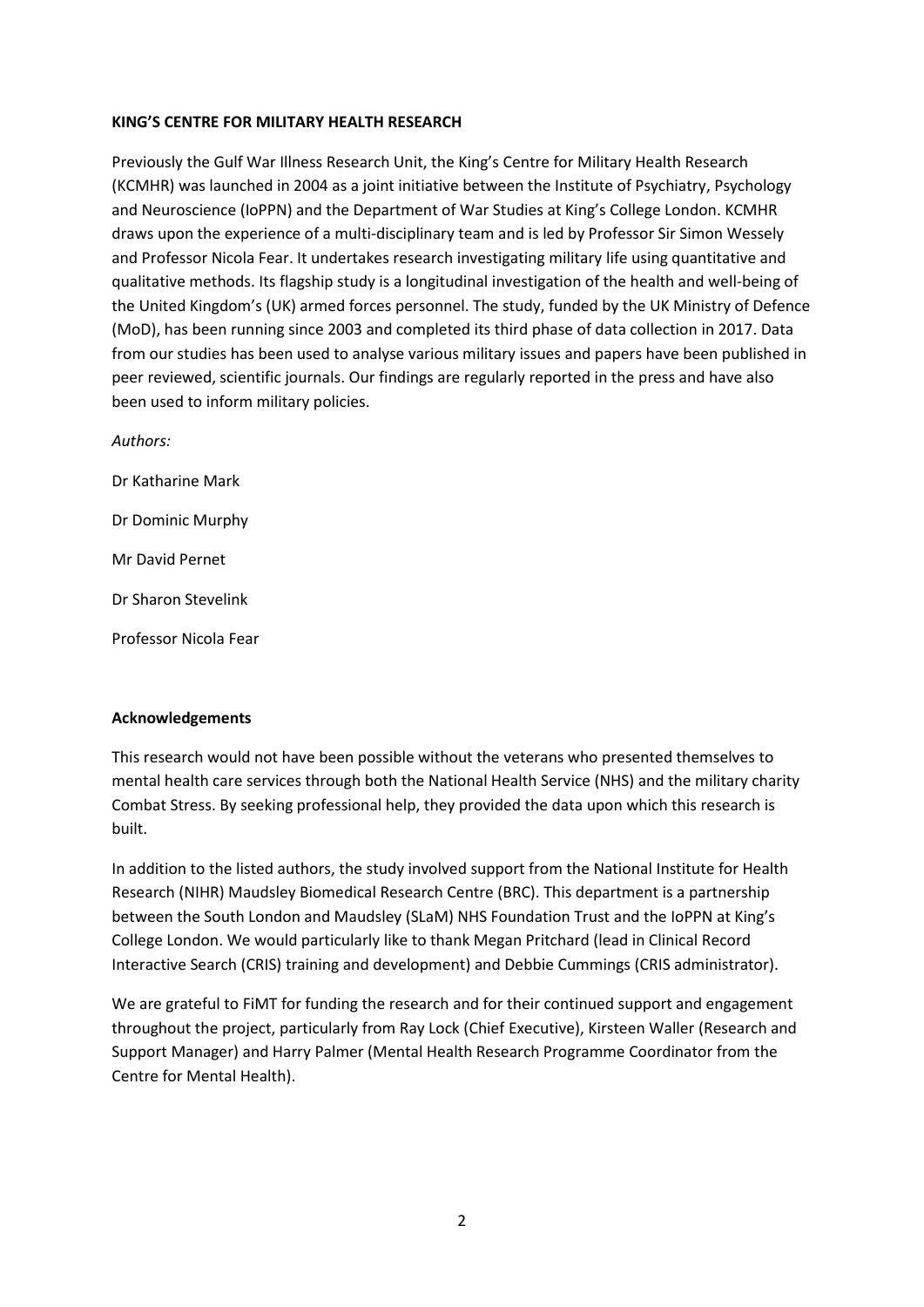**KING'S CENTRE FOR MILITARY HEALTH RESEARCH**

Previously the Gulf War Illness Research Unit, the King's Centre for Military Health Research (KCMHR) was launched in 2004 as a joint initiative between the Institute of Psychiatry, Psychology and Neuroscience (IoPPN) and the Department of War Studies at King's College London. KCMHR draws upon the experience of a multi-disciplinary team and is led by Professor Sir Simon Wessely and Professor Nicola Fear. It undertakes research investigating military life using quantitative and qualitative methods. Its flagship study is a longitudinal investigation of the health and well-being of the United Kingdom's (UK) armed forces personnel. The study, funded by the UK Ministry of Defence (MoD), has been running since 2003 and completed its third phase of data collection in 2017. Data from our studies has been used to analyse various military issues and papers have been published in peer reviewed, scientific journals. Our findings are regularly reported in the press and have also been used to inform military policies.

*Authors:*

Dr Katharine Mark

Dr Dominic Murphy

Mr David Pernet

Dr Sharon Stevelink

Professor Nicola Fear

**Acknowledgements**

This research would not have been possible without the veterans who presented themselves to mental health care services through both the National Health Service (NHS) and the military charity Combat Stress. By seeking professional help, they provided the data upon which this research is built.

In addition to the listed authors, the study involved support from the National Institute for Health Research (NIHR) Maudsley Biomedical Research Centre (BRC). This department is a partnership between the South London and Maudsley (SLaM) NHS Foundation Trust and the IoPPN at King's College London. We would particularly like to thank Megan Pritchard (lead in Clinical Record Interactive Search (CRIS) training and development) and Debbie Cummings (CRIS administrator).

We are grateful to FiMT for funding the research and for their continued support and engagement throughout the project, particularly from Ray Lock (Chief Executive), Kirsteen Waller (Research and Support Manager) and Harry Palmer (Mental Health Research Programme Coordinator from the Centre for Mental Health).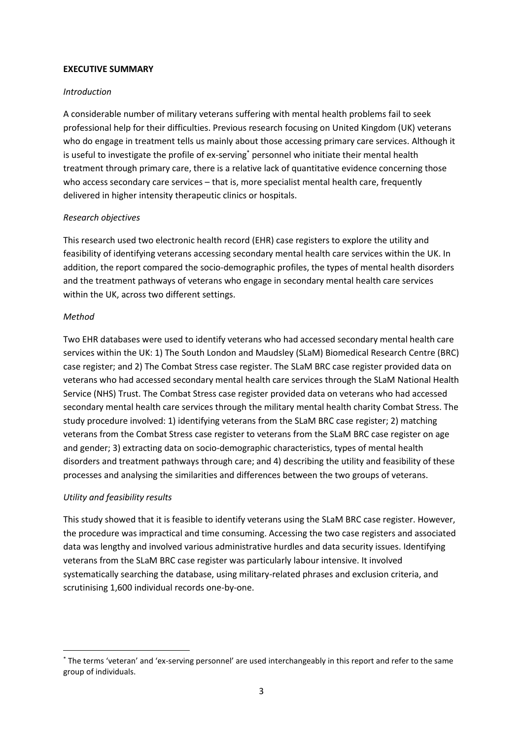**EXECUTIVE SUMMARY**

*Introduction*

A considerable number of military veterans suffering with mental health problems fail to seek professional help for their difficulties. Previous research focusing on United Kingdom (UK) veterans who do engage in treatment tells us mainly about those accessing primary care services. Although it is useful to investigate the profile of ex-serving* personnel who initiate their mental health treatment through primary care, there is a relative lack of quantitative evidence concerning those who access secondary care services – that is, more specialist mental health care, frequently delivered in higher intensity therapeutic clinics or hospitals.

*Research objectives*

This research used two electronic health record (EHR) case registers to explore the utility and feasibility of identifying veterans accessing secondary mental health care services within the UK. In addition, the report compared the socio-demographic profiles, the types of mental health disorders and the treatment pathways of veterans who engage in secondary mental health care services within the UK, across two different settings.

*Method*

Two EHR databases were used to identify veterans who had accessed secondary mental health care services within the UK: 1) The South London and Maudsley (SLaM) Biomedical Research Centre (BRC) case register; and 2) The Combat Stress case register. The SLaM BRC case register provided data on veterans who had accessed secondary mental health care services through the SLaM National Health Service (NHS) Trust. The Combat Stress case register provided data on veterans who had accessed secondary mental health care services through the military mental health charity Combat Stress. The study procedure involved: 1) identifying veterans from the SLaM BRC case register; 2) matching veterans from the Combat Stress case register to veterans from the SLaM BRC case register on age and gender; 3) extracting data on socio-demographic characteristics, types of mental health disorders and treatment pathways through care; and 4) describing the utility and feasibility of these processes and analysing the similarities and differences between the two groups of veterans.

*Utility and feasibility results*

This study showed that it is feasible to identify veterans using the SLaM BRC case register. However, the procedure was impractical and time consuming. Accessing the two case registers and associated data was lengthy and involved various administrative hurdles and data security issues. Identifying veterans from the SLaM BRC case register was particularly labour intensive. It involved systematically searching the database, using military-related phrases and exclusion criteria, and scrutinising 1,600 individual records one-by-one.

---

* The terms 'veteran' and 'ex-serving personnel' are used interchangeably in this report and refer to the same group of individuals.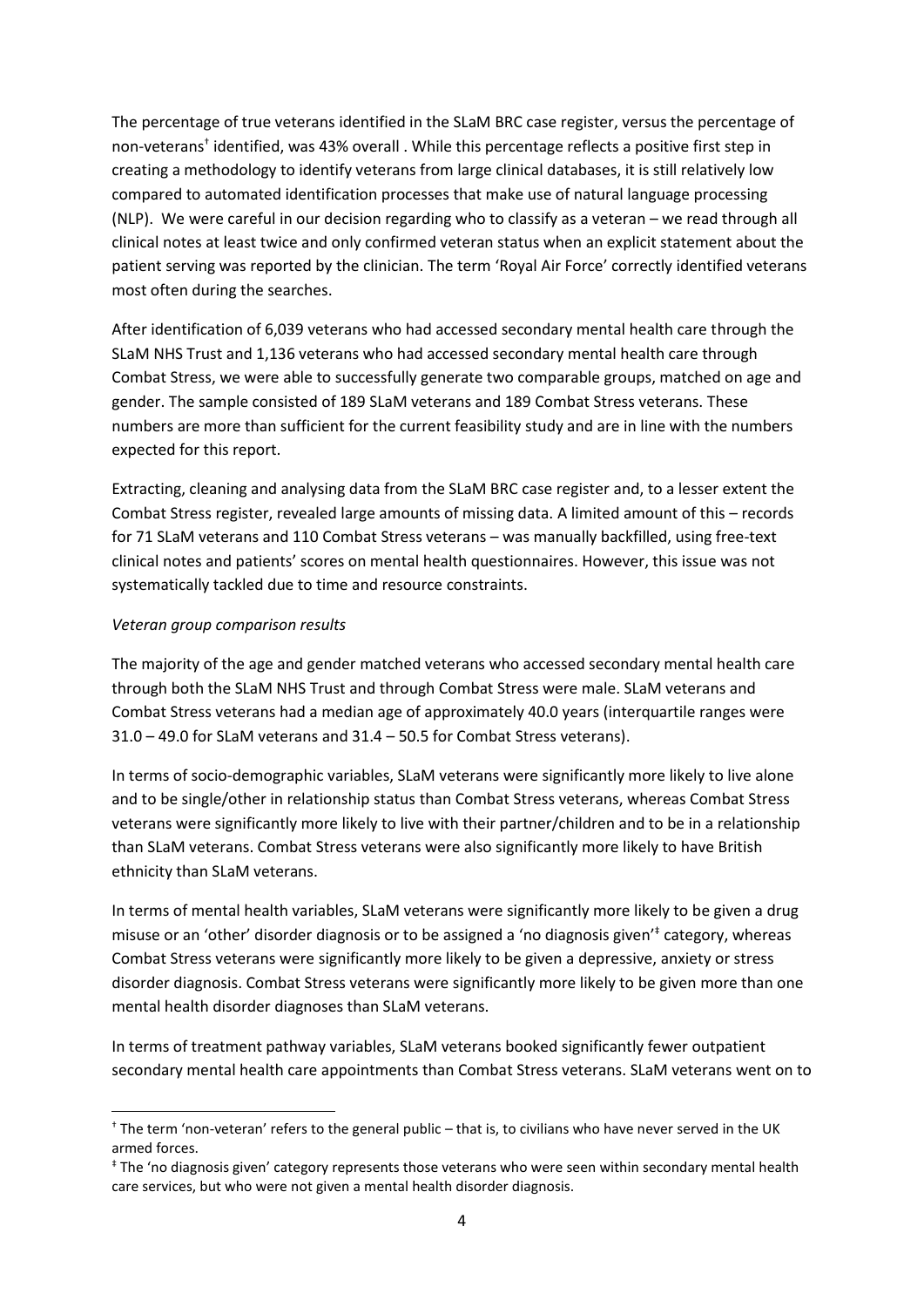The percentage of true veterans identified in the SLaM BRC case register, versus the percentage of non-veterans[†] identified, was 43% overall . While this percentage reflects a positive first step in creating a methodology to identify veterans from large clinical databases, it is still relatively low compared to automated identification processes that make use of natural language processing (NLP). We were careful in our decision regarding who to classify as a veteran – we read through all clinical notes at least twice and only confirmed veteran status when an explicit statement about the patient serving was reported by the clinician. The term 'Royal Air Force' correctly identified veterans most often during the searches.

After identification of 6,039 veterans who had accessed secondary mental health care through the SLaM NHS Trust and 1,136 veterans who had accessed secondary mental health care through Combat Stress, we were able to successfully generate two comparable groups, matched on age and gender. The sample consisted of 189 SLaM veterans and 189 Combat Stress veterans. These numbers are more than sufficient for the current feasibility study and are in line with the numbers expected for this report.

Extracting, cleaning and analysing data from the SLaM BRC case register and, to a lesser extent the Combat Stress register, revealed large amounts of missing data. A limited amount of this – records for 71 SLaM veterans and 110 Combat Stress veterans – was manually backfilled, using free-text clinical notes and patients' scores on mental health questionnaires. However, this issue was not systematically tackled due to time and resource constraints.

*Veteran group comparison results*

The majority of the age and gender matched veterans who accessed secondary mental health care through both the SLaM NHS Trust and through Combat Stress were male. SLaM veterans and Combat Stress veterans had a median age of approximately 40.0 years (interquartile ranges were 31.0 – 49.0 for SLaM veterans and 31.4 – 50.5 for Combat Stress veterans).

In terms of socio-demographic variables, SLaM veterans were significantly more likely to live alone and to be single/other in relationship status than Combat Stress veterans, whereas Combat Stress veterans were significantly more likely to live with their partner/children and to be in a relationship than SLaM veterans. Combat Stress veterans were also significantly more likely to have British ethnicity than SLaM veterans.

In terms of mental health variables, SLaM veterans were significantly more likely to be given a drug misuse or an 'other' disorder diagnosis or to be assigned a 'no diagnosis given'[‡] category, whereas Combat Stress veterans were significantly more likely to be given a depressive, anxiety or stress disorder diagnosis. Combat Stress veterans were significantly more likely to be given more than one mental health disorder diagnoses than SLaM veterans.

In terms of treatment pathway variables, SLaM veterans booked significantly fewer outpatient secondary mental health care appointments than Combat Stress veterans. SLaM veterans went on to

[†] The term 'non-veteran' refers to the general public – that is, to civilians who have never served in the UK armed forces.

[‡] The 'no diagnosis given' category represents those veterans who were seen within secondary mental health care services, but who were not given a mental health disorder diagnosis.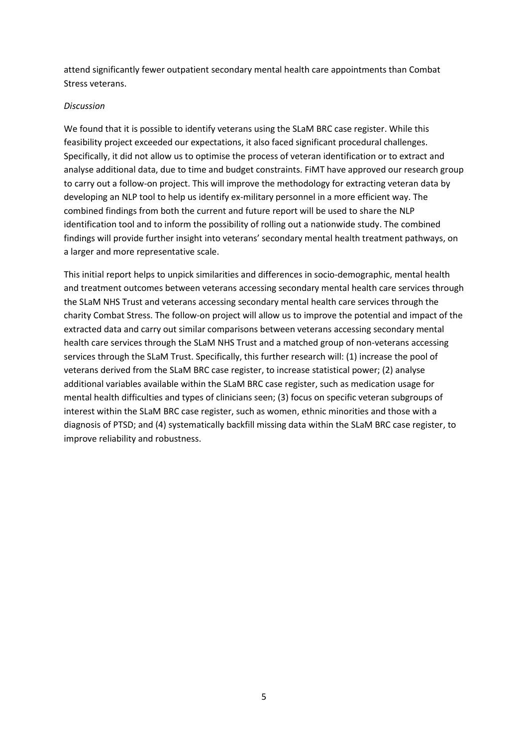attend significantly fewer outpatient secondary mental health care appointments than Combat Stress veterans.

*Discussion*

We found that it is possible to identify veterans using the SLaM BRC case register. While this feasibility project exceeded our expectations, it also faced significant procedural challenges. Specifically, it did not allow us to optimise the process of veteran identification or to extract and analyse additional data, due to time and budget constraints. FiMT have approved our research group to carry out a follow-on project. This will improve the methodology for extracting veteran data by developing an NLP tool to help us identify ex-military personnel in a more efficient way. The combined findings from both the current and future report will be used to share the NLP identification tool and to inform the possibility of rolling out a nationwide study. The combined findings will provide further insight into veterans' secondary mental health treatment pathways, on a larger and more representative scale.

This initial report helps to unpick similarities and differences in socio-demographic, mental health and treatment outcomes between veterans accessing secondary mental health care services through the SLaM NHS Trust and veterans accessing secondary mental health care services through the charity Combat Stress. The follow-on project will allow us to improve the potential and impact of the extracted data and carry out similar comparisons between veterans accessing secondary mental health care services through the SLaM NHS Trust and a matched group of non-veterans accessing services through the SLaM Trust. Specifically, this further research will: (1) increase the pool of veterans derived from the SLaM BRC case register, to increase statistical power; (2) analyse additional variables available within the SLaM BRC case register, such as medication usage for mental health difficulties and types of clinicians seen; (3) focus on specific veteran subgroups of interest within the SLaM BRC case register, such as women, ethnic minorities and those with a diagnosis of PTSD; and (4) systematically backfill missing data within the SLaM BRC case register, to improve reliability and robustness.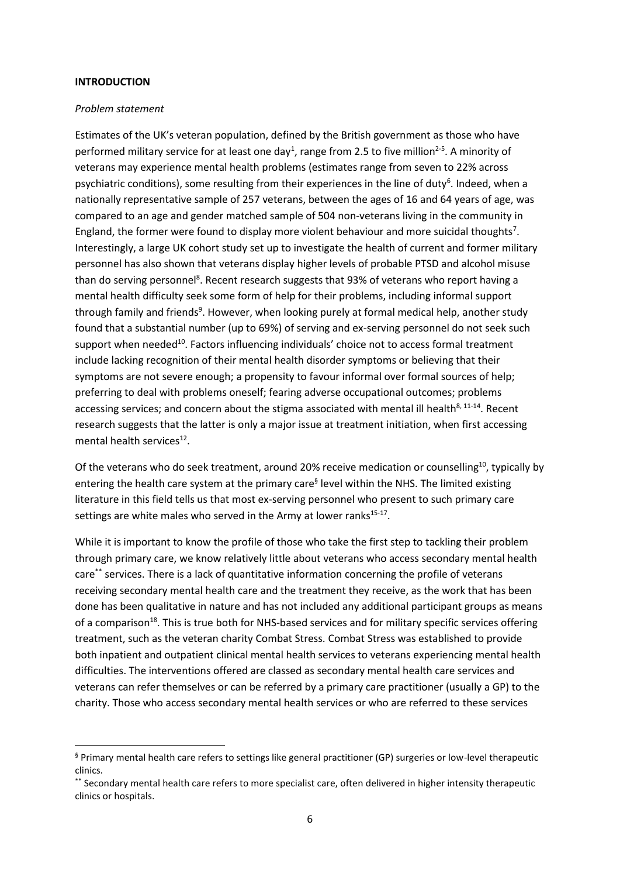**INTRODUCTION**

*Problem statement*

Estimates of the UK's veteran population, defined by the British government as those who have performed military service for at least one day[1], range from 2.5 to five million[2-5]. A minority of veterans may experience mental health problems (estimates range from seven to 22% across psychiatric conditions), some resulting from their experiences in the line of duty[6]. Indeed, when a nationally representative sample of 257 veterans, between the ages of 16 and 64 years of age, was compared to an age and gender matched sample of 504 non-veterans living in the community in England, the former were found to display more violent behaviour and more suicidal thoughts[7]. Interestingly, a large UK cohort study set up to investigate the health of current and former military personnel has also shown that veterans display higher levels of probable PTSD and alcohol misuse than do serving personnel[8]. Recent research suggests that 93% of veterans who report having a mental health difficulty seek some form of help for their problems, including informal support through family and friends[9]. However, when looking purely at formal medical help, another study found that a substantial number (up to 69%) of serving and ex-serving personnel do not seek such support when needed[10]. Factors influencing individuals' choice not to access formal treatment include lacking recognition of their mental health disorder symptoms or believing that their symptoms are not severe enough; a propensity to favour informal over formal sources of help; preferring to deal with problems oneself; fearing adverse occupational outcomes; problems accessing services; and concern about the stigma associated with mental ill health[8, 11-14]. Recent research suggests that the latter is only a major issue at treatment initiation, when first accessing mental health services[12].

Of the veterans who do seek treatment, around 20% receive medication or counselling[10], typically by entering the health care system at the primary care[§] level within the NHS. The limited existing literature in this field tells us that most ex-serving personnel who present to such primary care settings are white males who served in the Army at lower ranks[15-17].

While it is important to know the profile of those who take the first step to tackling their problem through primary care, we know relatively little about veterans who access secondary mental health care[**] services. There is a lack of quantitative information concerning the profile of veterans receiving secondary mental health care and the treatment they receive, as the work that has been done has been qualitative in nature and has not included any additional participant groups as means of a comparison[18]. This is true both for NHS-based services and for military specific services offering treatment, such as the veteran charity Combat Stress. Combat Stress was established to provide both inpatient and outpatient clinical mental health services to veterans experiencing mental health difficulties. The interventions offered are classed as secondary mental health care services and veterans can refer themselves or can be referred by a primary care practitioner (usually a GP) to the charity. Those who access secondary mental health services or who are referred to these services

---

[§] Primary mental health care refers to settings like general practitioner (GP) surgeries or low-level therapeutic clinics.

[**] Secondary mental health care refers to more specialist care, often delivered in higher intensity therapeutic clinics or hospitals.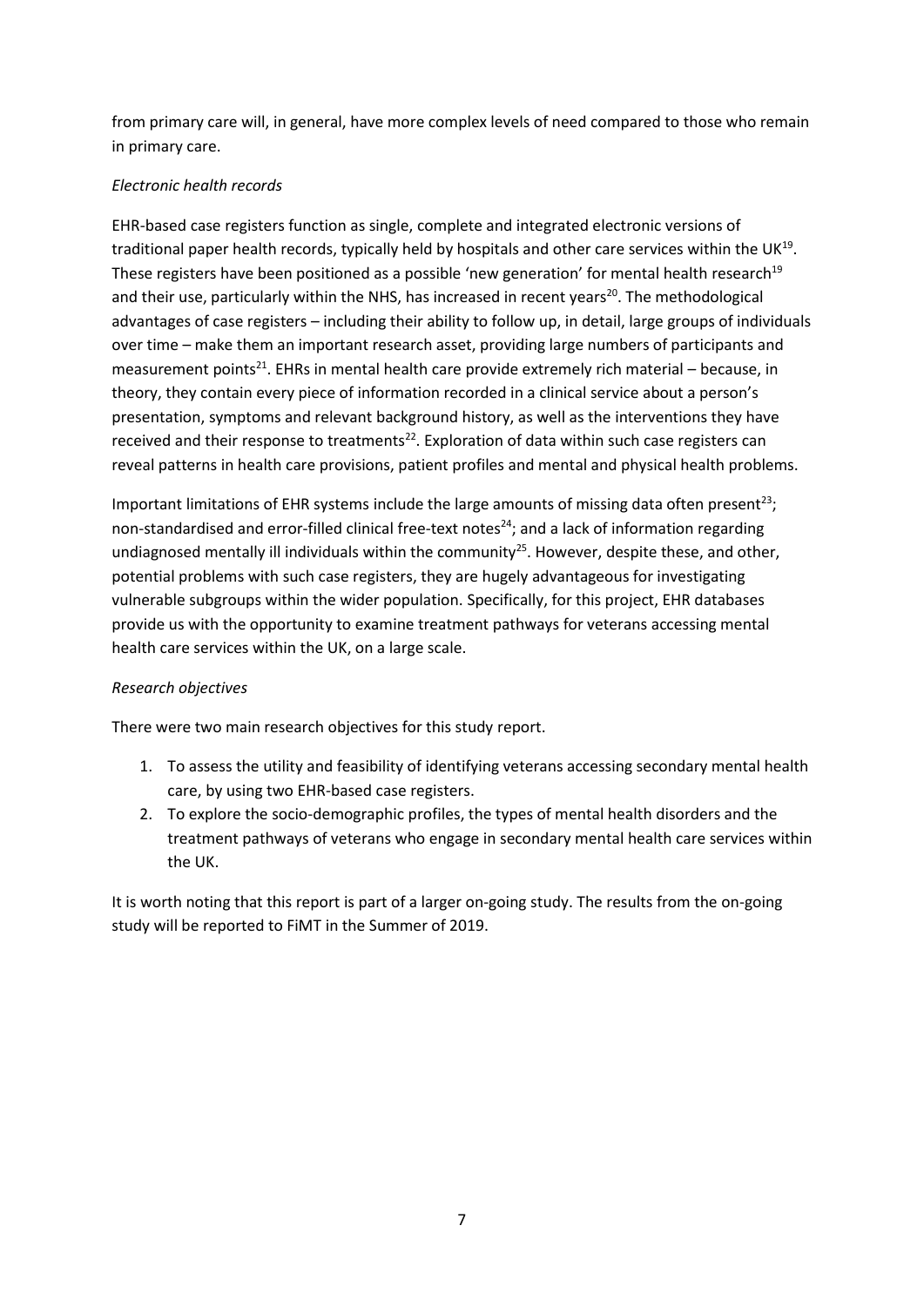from primary care will, in general, have more complex levels of need compared to those who remain in primary care.

*Electronic health records*

EHR-based case registers function as single, complete and integrated electronic versions of traditional paper health records, typically held by hospitals and other care services within the UK[19]. These registers have been positioned as a possible 'new generation' for mental health research[19] and their use, particularly within the NHS, has increased in recent years[20]. The methodological advantages of case registers – including their ability to follow up, in detail, large groups of individuals over time – make them an important research asset, providing large numbers of participants and measurement points[21]. EHRs in mental health care provide extremely rich material – because, in theory, they contain every piece of information recorded in a clinical service about a person's presentation, symptoms and relevant background history, as well as the interventions they have received and their response to treatments[22]. Exploration of data within such case registers can reveal patterns in health care provisions, patient profiles and mental and physical health problems.

Important limitations of EHR systems include the large amounts of missing data often present[23]; non-standardised and error-filled clinical free-text notes[24]; and a lack of information regarding undiagnosed mentally ill individuals within the community[25]. However, despite these, and other, potential problems with such case registers, they are hugely advantageous for investigating vulnerable subgroups within the wider population. Specifically, for this project, EHR databases provide us with the opportunity to examine treatment pathways for veterans accessing mental health care services within the UK, on a large scale.

*Research objectives*

There were two main research objectives for this study report.

1. To assess the utility and feasibility of identifying veterans accessing secondary mental health care, by using two EHR-based case registers.
2. To explore the socio-demographic profiles, the types of mental health disorders and the treatment pathways of veterans who engage in secondary mental health care services within the UK.

It is worth noting that this report is part of a larger on-going study. The results from the on-going study will be reported to FiMT in the Summer of 2019.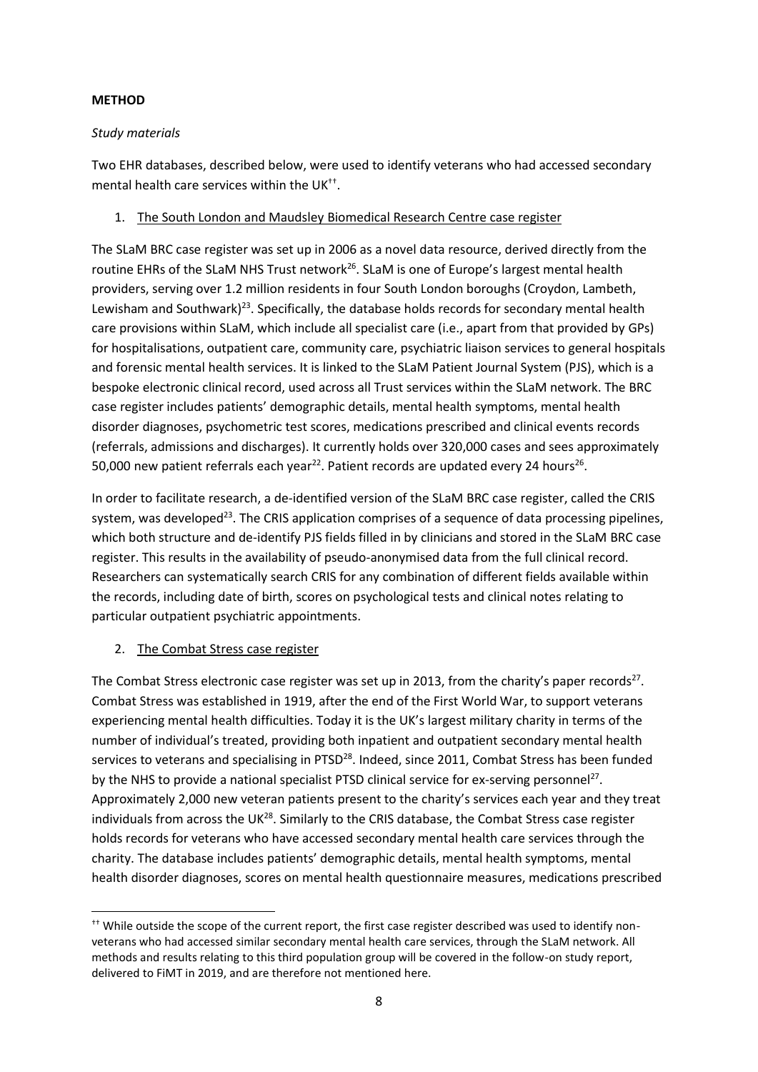## METHOD

*Study materials*

Two EHR databases, described below, were used to identify veterans who had accessed secondary mental health care services within the UK[††].

1. The South London and Maudsley Biomedical Research Centre case register

The SLaM BRC case register was set up in 2006 as a novel data resource, derived directly from the routine EHRs of the SLaM NHS Trust network[26]. SLaM is one of Europe's largest mental health providers, serving over 1.2 million residents in four South London boroughs (Croydon, Lambeth, Lewisham and Southwark)[23]. Specifically, the database holds records for secondary mental health care provisions within SLaM, which include all specialist care (i.e., apart from that provided by GPs) for hospitalisations, outpatient care, community care, psychiatric liaison services to general hospitals and forensic mental health services. It is linked to the SLaM Patient Journal System (PJS), which is a bespoke electronic clinical record, used across all Trust services within the SLaM network. The BRC case register includes patients' demographic details, mental health symptoms, mental health disorder diagnoses, psychometric test scores, medications prescribed and clinical events records (referrals, admissions and discharges). It currently holds over 320,000 cases and sees approximately 50,000 new patient referrals each year[22]. Patient records are updated every 24 hours[26].

In order to facilitate research, a de-identified version of the SLaM BRC case register, called the CRIS system, was developed[23]. The CRIS application comprises of a sequence of data processing pipelines, which both structure and de-identify PJS fields filled in by clinicians and stored in the SLaM BRC case register. This results in the availability of pseudo-anonymised data from the full clinical record. Researchers can systematically search CRIS for any combination of different fields available within the records, including date of birth, scores on psychological tests and clinical notes relating to particular outpatient psychiatric appointments.

2. The Combat Stress case register

The Combat Stress electronic case register was set up in 2013, from the charity's paper records[27]. Combat Stress was established in 1919, after the end of the First World War, to support veterans experiencing mental health difficulties. Today it is the UK's largest military charity in terms of the number of individual's treated, providing both inpatient and outpatient secondary mental health services to veterans and specialising in PTSD[28]. Indeed, since 2011, Combat Stress has been funded by the NHS to provide a national specialist PTSD clinical service for ex-serving personnel[27]. Approximately 2,000 new veteran patients present to the charity's services each year and they treat individuals from across the UK[28]. Similarly to the CRIS database, the Combat Stress case register holds records for veterans who have accessed secondary mental health care services through the charity. The database includes patients' demographic details, mental health symptoms, mental health disorder diagnoses, scores on mental health questionnaire measures, medications prescribed

[††] While outside the scope of the current report, the first case register described was used to identify non-veterans who had accessed similar secondary mental health care services, through the SLaM network. All methods and results relating to this third population group will be covered in the follow-on study report, delivered to FiMT in 2019, and are therefore not mentioned here.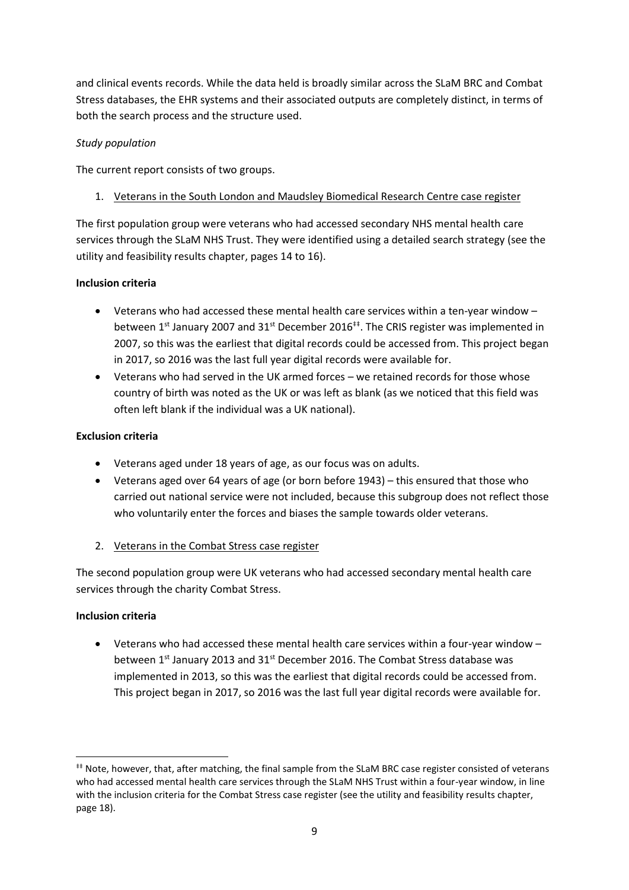and clinical events records. While the data held is broadly similar across the SLaM BRC and Combat Stress databases, the EHR systems and their associated outputs are completely distinct, in terms of both the search process and the structure used.

*Study population*

The current report consists of two groups.

1. <u>Veterans in the South London and Maudsley Biomedical Research Centre case register</u>

The first population group were veterans who had accessed secondary NHS mental health care services through the SLaM NHS Trust. They were identified using a detailed search strategy (see the utility and feasibility results chapter, pages 14 to 16).

**Inclusion criteria**

- Veterans who had accessed these mental health care services within a ten-year window – between 1st January 2007 and 31st December 2016[‡‡]. The CRIS register was implemented in 2007, so this was the earliest that digital records could be accessed from. This project began in 2017, so 2016 was the last full year digital records were available for.
- Veterans who had served in the UK armed forces – we retained records for those whose country of birth was noted as the UK or was left as blank (as we noticed that this field was often left blank if the individual was a UK national).

**Exclusion criteria**

- Veterans aged under 18 years of age, as our focus was on adults.
- Veterans aged over 64 years of age (or born before 1943) – this ensured that those who carried out national service were not included, because this subgroup does not reflect those who voluntarily enter the forces and biases the sample towards older veterans.

2. <u>Veterans in the Combat Stress case register</u>

The second population group were UK veterans who had accessed secondary mental health care services through the charity Combat Stress.

**Inclusion criteria**

- Veterans who had accessed these mental health care services within a four-year window – between 1st January 2013 and 31st December 2016. The Combat Stress database was implemented in 2013, so this was the earliest that digital records could be accessed from. This project began in 2017, so 2016 was the last full year digital records were available for.

---

[‡‡] Note, however, that, after matching, the final sample from the SLaM BRC case register consisted of veterans who had accessed mental health care services through the SLaM NHS Trust within a four-year window, in line with the inclusion criteria for the Combat Stress case register (see the utility and feasibility results chapter, page 18).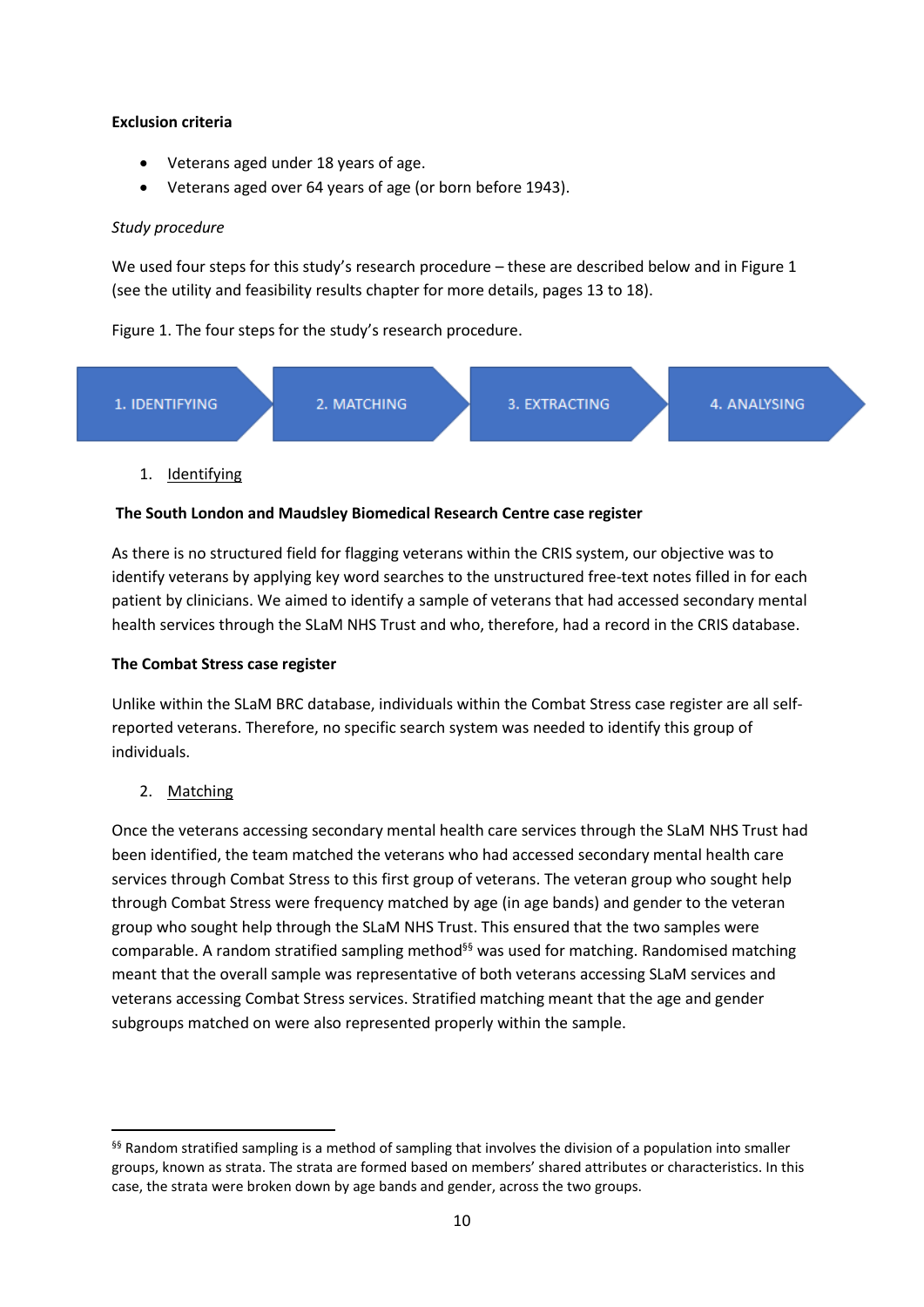**Exclusion criteria**

- Veterans aged under 18 years of age.
- Veterans aged over 64 years of age (or born before 1943).

*Study procedure*

We used four steps for this study's research procedure – these are described below and in Figure 1 (see the utility and feasibility results chapter for more details, pages 13 to 18).

Figure 1. The four steps for the study's research procedure.

1. IDENTIFYING → 2. MATCHING → 3. EXTRACTING → 4. ANALYSING

1. Identifying

**The South London and Maudsley Biomedical Research Centre case register**

As there is no structured field for flagging veterans within the CRIS system, our objective was to identify veterans by applying key word searches to the unstructured free-text notes filled in for each patient by clinicians. We aimed to identify a sample of veterans that had accessed secondary mental health services through the SLaM NHS Trust and who, therefore, had a record in the CRIS database.

**The Combat Stress case register**

Unlike within the SLaM BRC database, individuals within the Combat Stress case register are all self-reported veterans. Therefore, no specific search system was needed to identify this group of individuals.

2. Matching

Once the veterans accessing secondary mental health care services through the SLaM NHS Trust had been identified, the team matched the veterans who had accessed secondary mental health care services through Combat Stress to this first group of veterans. The veteran group who sought help through Combat Stress were frequency matched by age (in age bands) and gender to the veteran group who sought help through the SLaM NHS Trust. This ensured that the two samples were comparable. A random stratified sampling method[§§] was used for matching. Randomised matching meant that the overall sample was representative of both veterans accessing SLaM services and veterans accessing Combat Stress services. Stratified matching meant that the age and gender subgroups matched on were also represented properly within the sample.

[§§] Random stratified sampling is a method of sampling that involves the division of a population into smaller groups, known as strata. The strata are formed based on members' shared attributes or characteristics. In this case, the strata were broken down by age bands and gender, across the two groups.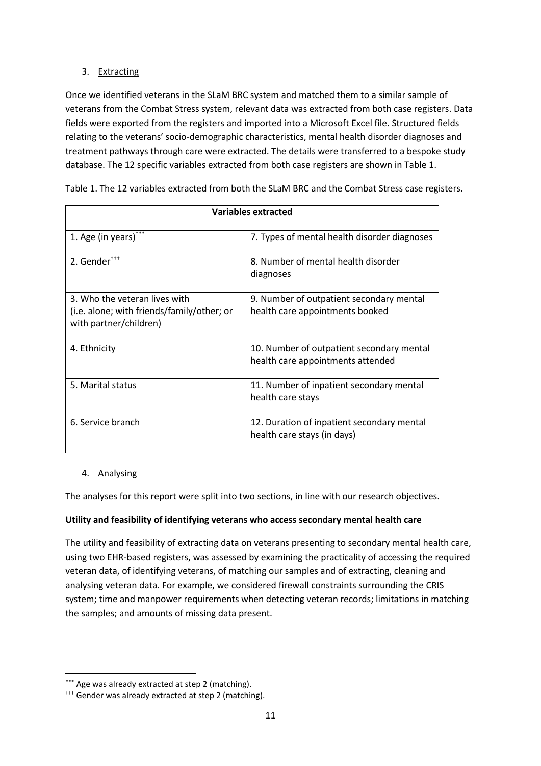3. Extracting

Once we identified veterans in the SLaM BRC system and matched them to a similar sample of veterans from the Combat Stress system, relevant data was extracted from both case registers. Data fields were exported from the registers and imported into a Microsoft Excel file. Structured fields relating to the veterans' socio-demographic characteristics, mental health disorder diagnoses and treatment pathways through care were extracted. The details were transferred to a bespoke study database. The 12 specific variables extracted from both case registers are shown in Table 1.

Table 1. The 12 variables extracted from both the SLaM BRC and the Combat Stress case registers.

| Variables extracted | |
|---|---|
| 1. Age (in years)*** | 7. Types of mental health disorder diagnoses |
| 2. Gender††† | 8. Number of mental health disorder diagnoses |
| 3. Who the veteran lives with (i.e. alone; with friends/family/other; or with partner/children) | 9. Number of outpatient secondary mental health care appointments booked |
| 4. Ethnicity | 10. Number of outpatient secondary mental health care appointments attended |
| 5. Marital status | 11. Number of inpatient secondary mental health care stays |
| 6. Service branch | 12. Duration of inpatient secondary mental health care stays (in days) |

4. Analysing

The analyses for this report were split into two sections, in line with our research objectives.

**Utility and feasibility of identifying veterans who access secondary mental health care**

The utility and feasibility of extracting data on veterans presenting to secondary mental health care, using two EHR-based registers, was assessed by examining the practicality of accessing the required veteran data, of identifying veterans, of matching our samples and of extracting, cleaning and analysing veteran data. For example, we considered firewall constraints surrounding the CRIS system; time and manpower requirements when detecting veteran records; limitations in matching the samples; and amounts of missing data present.

*** Age was already extracted at step 2 (matching).

††† Gender was already extracted at step 2 (matching).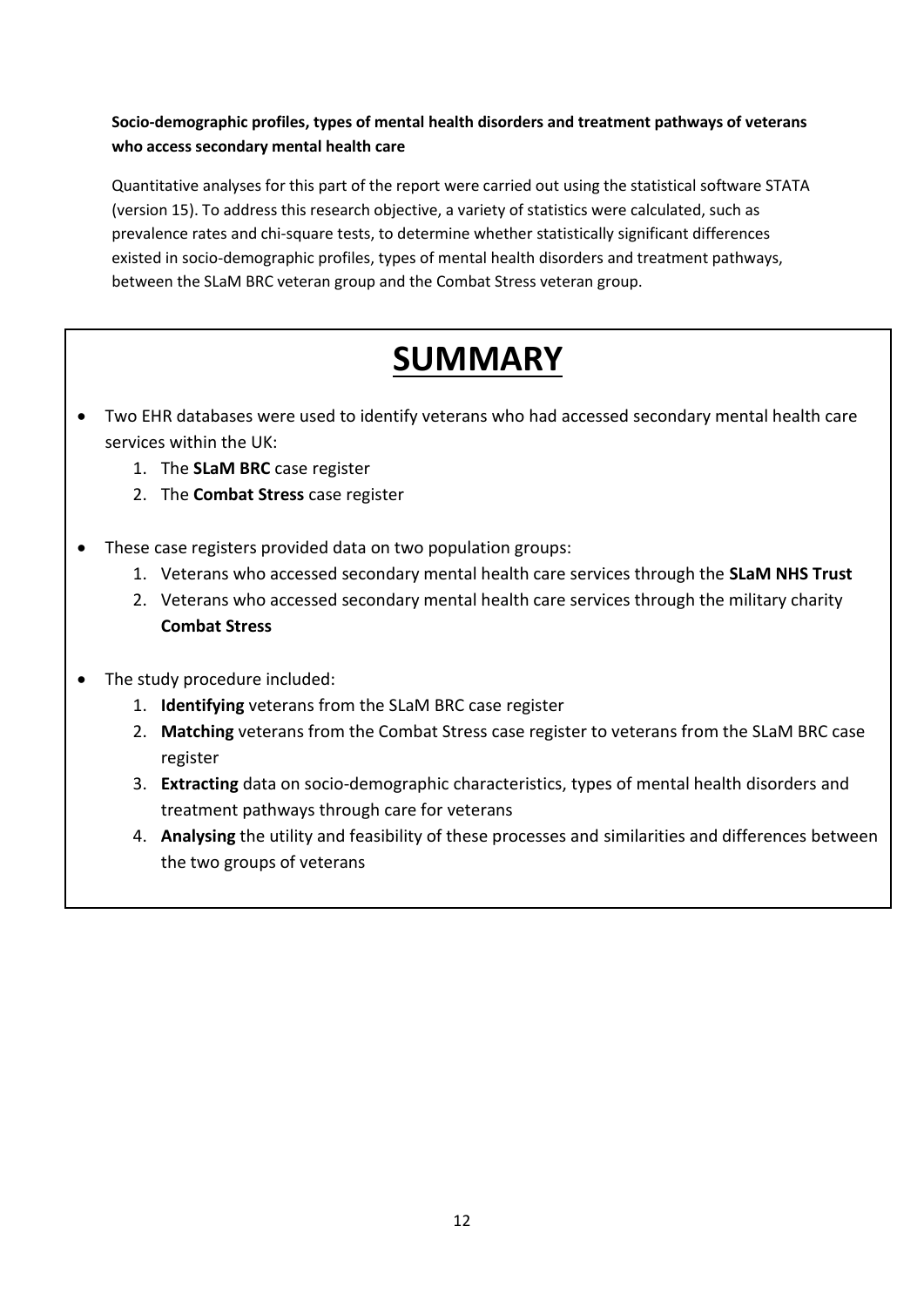**Socio-demographic profiles, types of mental health disorders and treatment pathways of veterans who access secondary mental health care**

Quantitative analyses for this part of the report were carried out using the statistical software STATA (version 15). To address this research objective, a variety of statistics were calculated, such as prevalence rates and chi-square tests, to determine whether statistically significant differences existed in socio-demographic profiles, types of mental health disorders and treatment pathways, between the SLaM BRC veteran group and the Combat Stress veteran group.

# SUMMARY

- Two EHR databases were used to identify veterans who had accessed secondary mental health care services within the UK:
    1. The **SLaM BRC** case register
    2. The **Combat Stress** case register

- These case registers provided data on two population groups:
    1. Veterans who accessed secondary mental health care services through the **SLaM NHS Trust**
    2. Veterans who accessed secondary mental health care services through the military charity **Combat Stress**

- The study procedure included:
    1. **Identifying** veterans from the SLaM BRC case register
    2. **Matching** veterans from the Combat Stress case register to veterans from the SLaM BRC case register
    3. **Extracting** data on socio-demographic characteristics, types of mental health disorders and treatment pathways through care for veterans
    4. **Analysing** the utility and feasibility of these processes and similarities and differences between the two groups of veterans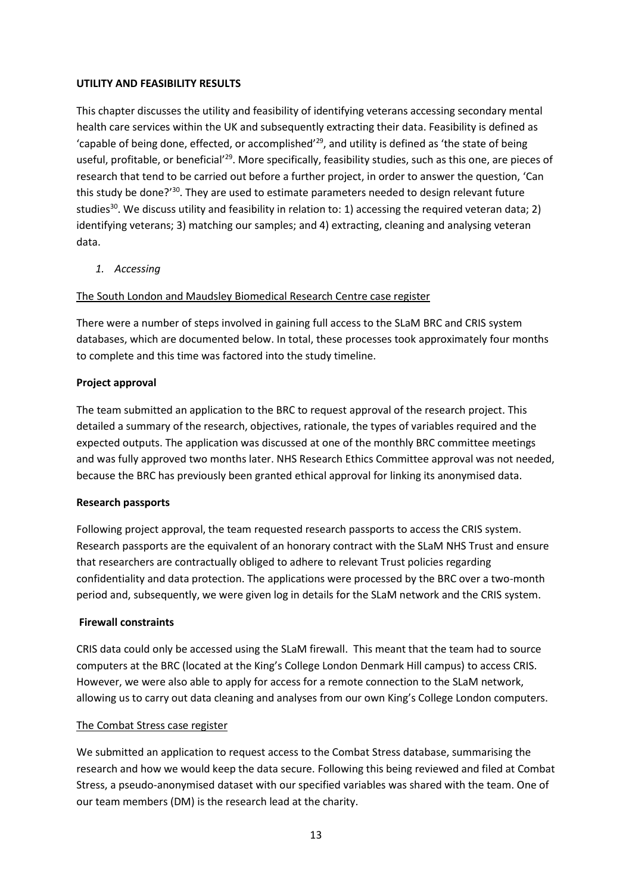## UTILITY AND FEASIBILITY RESULTS

This chapter discusses the utility and feasibility of identifying veterans accessing secondary mental health care services within the UK and subsequently extracting their data. Feasibility is defined as 'capable of being done, effected, or accomplished'[29], and utility is defined as 'the state of being useful, profitable, or beneficial'[29]. More specifically, feasibility studies, such as this one, are pieces of research that tend to be carried out before a further project, in order to answer the question, 'Can this study be done?'[30]. They are used to estimate parameters needed to design relevant future studies[30]. We discuss utility and feasibility in relation to: 1) accessing the required veteran data; 2) identifying veterans; 3) matching our samples; and 4) extracting, cleaning and analysing veteran data.

### *1. Accessing*

#### The South London and Maudsley Biomedical Research Centre case register

There were a number of steps involved in gaining full access to the SLaM BRC and CRIS system databases, which are documented below. In total, these processes took approximately four months to complete and this time was factored into the study timeline.

**Project approval**

The team submitted an application to the BRC to request approval of the research project. This detailed a summary of the research, objectives, rationale, the types of variables required and the expected outputs. The application was discussed at one of the monthly BRC committee meetings and was fully approved two months later. NHS Research Ethics Committee approval was not needed, because the BRC has previously been granted ethical approval for linking its anonymised data.

**Research passports**

Following project approval, the team requested research passports to access the CRIS system. Research passports are the equivalent of an honorary contract with the SLaM NHS Trust and ensure that researchers are contractually obliged to adhere to relevant Trust policies regarding confidentiality and data protection. The applications were processed by the BRC over a two-month period and, subsequently, we were given log in details for the SLaM network and the CRIS system.

**Firewall constraints**

CRIS data could only be accessed using the SLaM firewall. This meant that the team had to source computers at the BRC (located at the King's College London Denmark Hill campus) to access CRIS. However, we were also able to apply for access for a remote connection to the SLaM network, allowing us to carry out data cleaning and analyses from our own King's College London computers.

#### The Combat Stress case register

We submitted an application to request access to the Combat Stress database, summarising the research and how we would keep the data secure. Following this being reviewed and filed at Combat Stress, a pseudo-anonymised dataset with our specified variables was shared with the team. One of our team members (DM) is the research lead at the charity.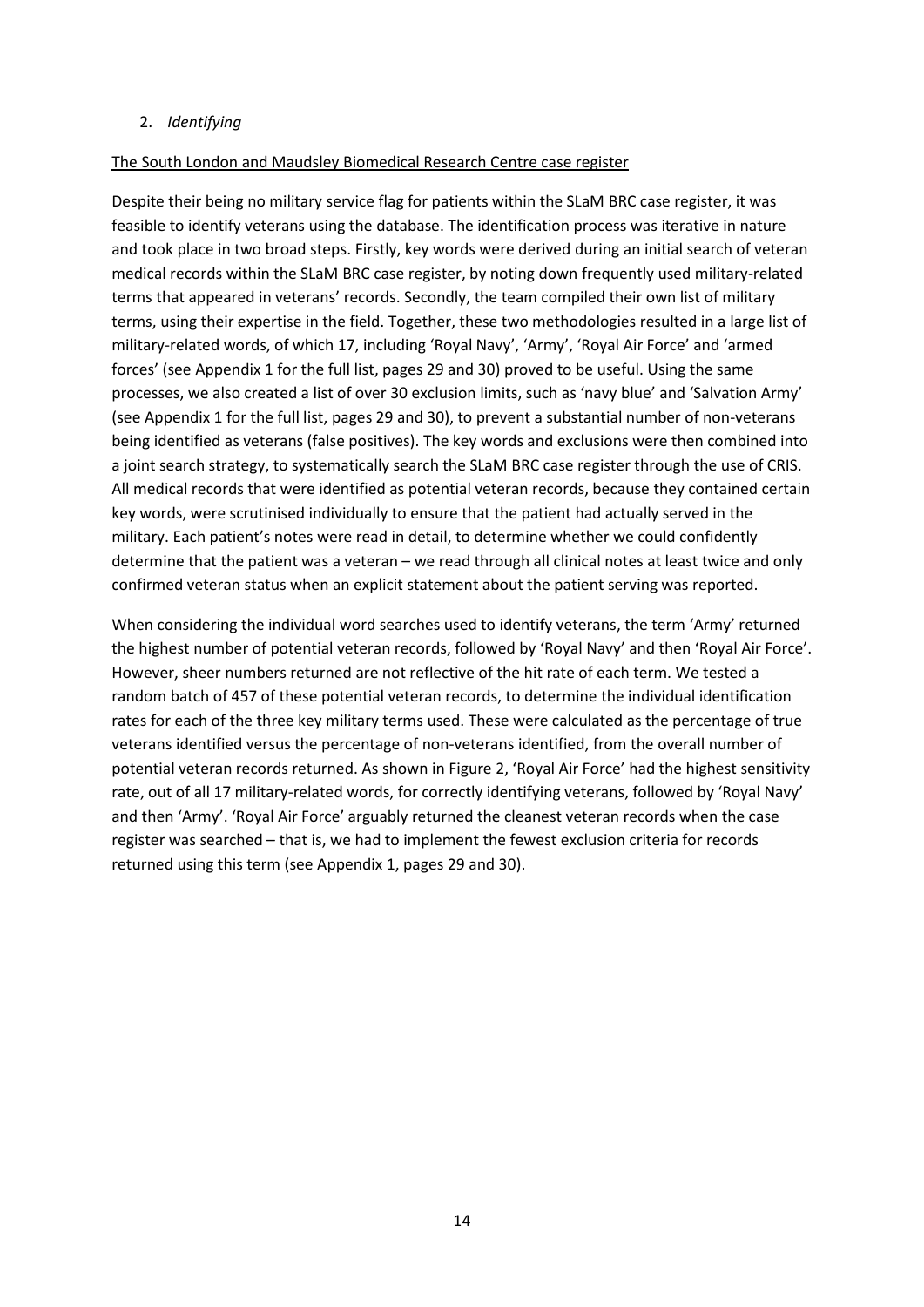2. *Identifying*

The South London and Maudsley Biomedical Research Centre case register

Despite their being no military service flag for patients within the SLaM BRC case register, it was feasible to identify veterans using the database. The identification process was iterative in nature and took place in two broad steps. Firstly, key words were derived during an initial search of veteran medical records within the SLaM BRC case register, by noting down frequently used military-related terms that appeared in veterans' records. Secondly, the team compiled their own list of military terms, using their expertise in the field. Together, these two methodologies resulted in a large list of military-related words, of which 17, including 'Royal Navy', 'Army', 'Royal Air Force' and 'armed forces' (see Appendix 1 for the full list, pages 29 and 30) proved to be useful. Using the same processes, we also created a list of over 30 exclusion limits, such as 'navy blue' and 'Salvation Army' (see Appendix 1 for the full list, pages 29 and 30), to prevent a substantial number of non-veterans being identified as veterans (false positives). The key words and exclusions were then combined into a joint search strategy, to systematically search the SLaM BRC case register through the use of CRIS. All medical records that were identified as potential veteran records, because they contained certain key words, were scrutinised individually to ensure that the patient had actually served in the military. Each patient's notes were read in detail, to determine whether we could confidently determine that the patient was a veteran – we read through all clinical notes at least twice and only confirmed veteran status when an explicit statement about the patient serving was reported.

When considering the individual word searches used to identify veterans, the term 'Army' returned the highest number of potential veteran records, followed by 'Royal Navy' and then 'Royal Air Force'. However, sheer numbers returned are not reflective of the hit rate of each term. We tested a random batch of 457 of these potential veteran records, to determine the individual identification rates for each of the three key military terms used. These were calculated as the percentage of true veterans identified versus the percentage of non-veterans identified, from the overall number of potential veteran records returned. As shown in Figure 2, 'Royal Air Force' had the highest sensitivity rate, out of all 17 military-related words, for correctly identifying veterans, followed by 'Royal Navy' and then 'Army'. 'Royal Air Force' arguably returned the cleanest veteran records when the case register was searched – that is, we had to implement the fewest exclusion criteria for records returned using this term (see Appendix 1, pages 29 and 30).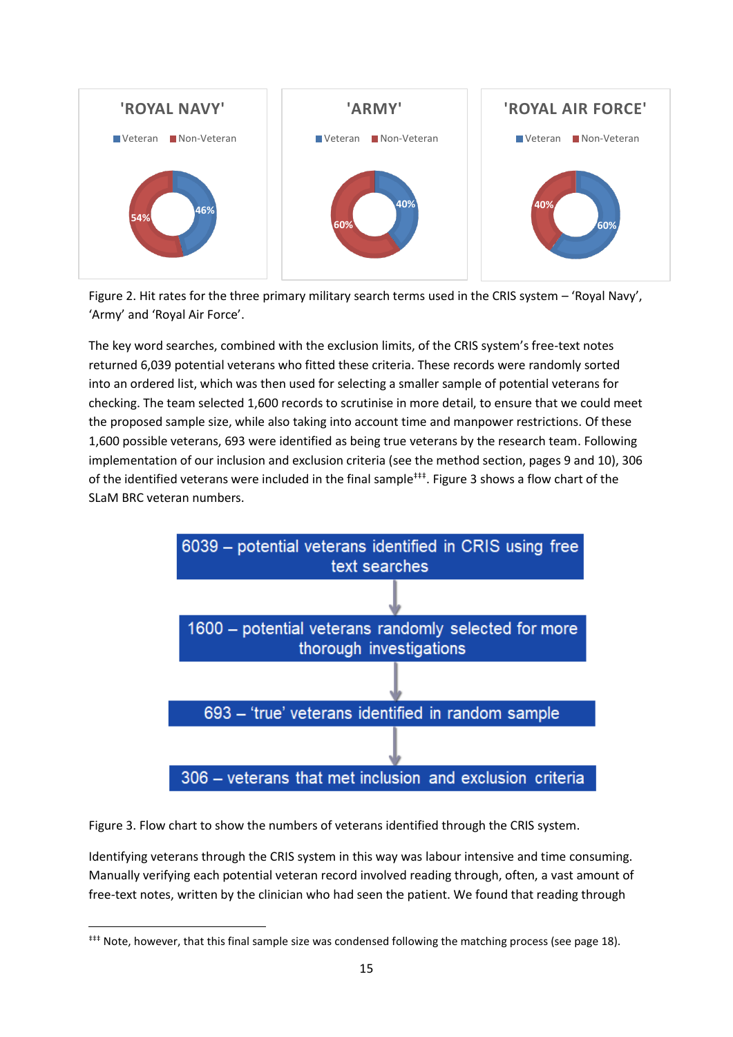**'ROYAL NAVY'**

Veteran: 46% | Non-Veteran: 54%

**'ARMY'**

Veteran: 40% | Non-Veteran: 60%

**'ROYAL AIR FORCE'**

Veteran: 60% | Non-Veteran: 40%

Figure 2. Hit rates for the three primary military search terms used in the CRIS system – 'Royal Navy', 'Army' and 'Royal Air Force'.

The key word searches, combined with the exclusion limits, of the CRIS system's free-text notes returned 6,039 potential veterans who fitted these criteria. These records were randomly sorted into an ordered list, which was then used for selecting a smaller sample of potential veterans for checking. The team selected 1,600 records to scrutinise in more detail, to ensure that we could meet the proposed sample size, while also taking into account time and manpower restrictions. Of these 1,600 possible veterans, 693 were identified as being true veterans by the research team. Following implementation of our inclusion and exclusion criteria (see the method section, pages 9 and 10), 306 of the identified veterans were included in the final sample[‡‡‡]. Figure 3 shows a flow chart of the SLaM BRC veteran numbers.

6039 – potential veterans identified in CRIS using free text searches

↓

1600 – potential veterans randomly selected for more thorough investigations

↓

693 – 'true' veterans identified in random sample

↓

306 – veterans that met inclusion and exclusion criteria

Figure 3. Flow chart to show the numbers of veterans identified through the CRIS system.

Identifying veterans through the CRIS system in this way was labour intensive and time consuming. Manually verifying each potential veteran record involved reading through, often, a vast amount of free-text notes, written by the clinician who had seen the patient. We found that reading through

[‡‡‡] Note, however, that this final sample size was condensed following the matching process (see page 18).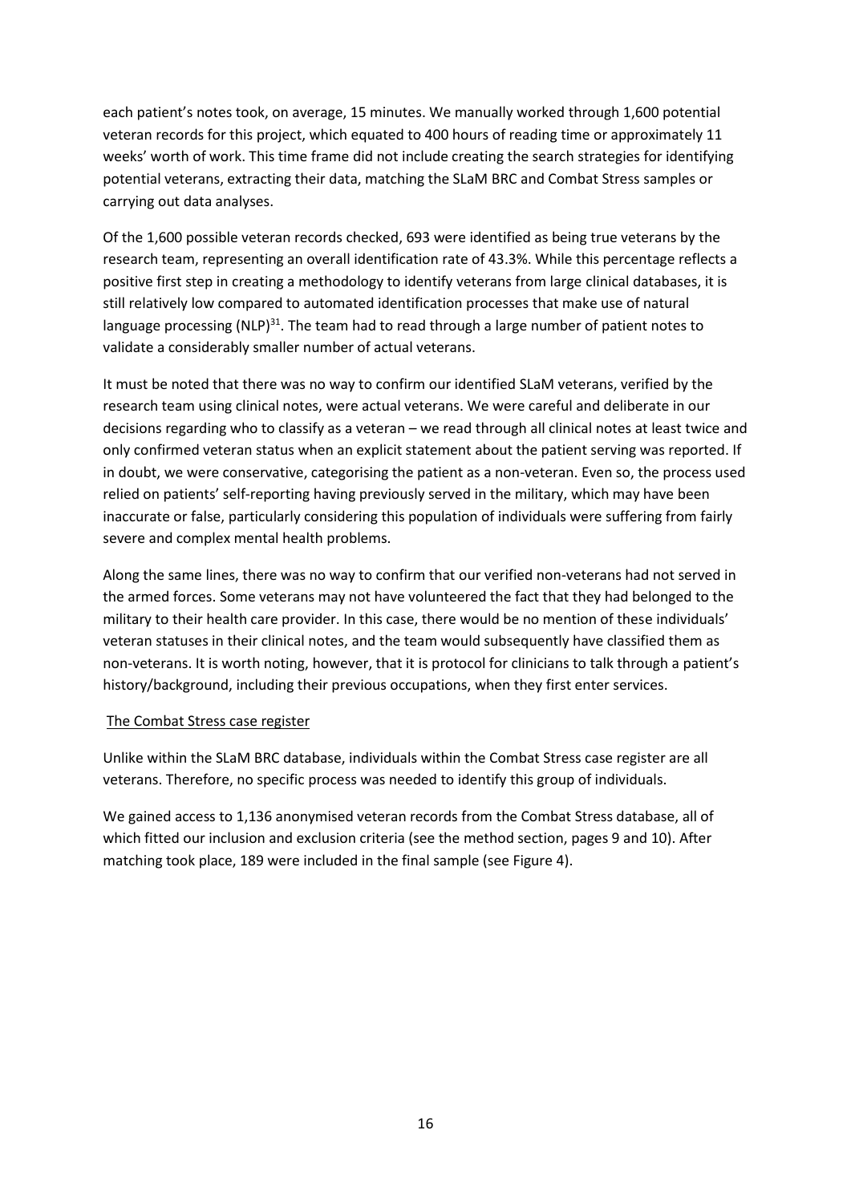each patient's notes took, on average, 15 minutes. We manually worked through 1,600 potential veteran records for this project, which equated to 400 hours of reading time or approximately 11 weeks' worth of work. This time frame did not include creating the search strategies for identifying potential veterans, extracting their data, matching the SLaM BRC and Combat Stress samples or carrying out data analyses.

Of the 1,600 possible veteran records checked, 693 were identified as being true veterans by the research team, representing an overall identification rate of 43.3%. While this percentage reflects a positive first step in creating a methodology to identify veterans from large clinical databases, it is still relatively low compared to automated identification processes that make use of natural language processing (NLP)[31]. The team had to read through a large number of patient notes to validate a considerably smaller number of actual veterans.

It must be noted that there was no way to confirm our identified SLaM veterans, verified by the research team using clinical notes, were actual veterans. We were careful and deliberate in our decisions regarding who to classify as a veteran – we read through all clinical notes at least twice and only confirmed veteran status when an explicit statement about the patient serving was reported. If in doubt, we were conservative, categorising the patient as a non-veteran. Even so, the process used relied on patients' self-reporting having previously served in the military, which may have been inaccurate or false, particularly considering this population of individuals were suffering from fairly severe and complex mental health problems.

Along the same lines, there was no way to confirm that our verified non-veterans had not served in the armed forces. Some veterans may not have volunteered the fact that they had belonged to the military to their health care provider. In this case, there would be no mention of these individuals' veteran statuses in their clinical notes, and the team would subsequently have classified them as non-veterans. It is worth noting, however, that it is protocol for clinicians to talk through a patient's history/background, including their previous occupations, when they first enter services.

The Combat Stress case register

Unlike within the SLaM BRC database, individuals within the Combat Stress case register are all veterans. Therefore, no specific process was needed to identify this group of individuals.

We gained access to 1,136 anonymised veteran records from the Combat Stress database, all of which fitted our inclusion and exclusion criteria (see the method section, pages 9 and 10). After matching took place, 189 were included in the final sample (see Figure 4).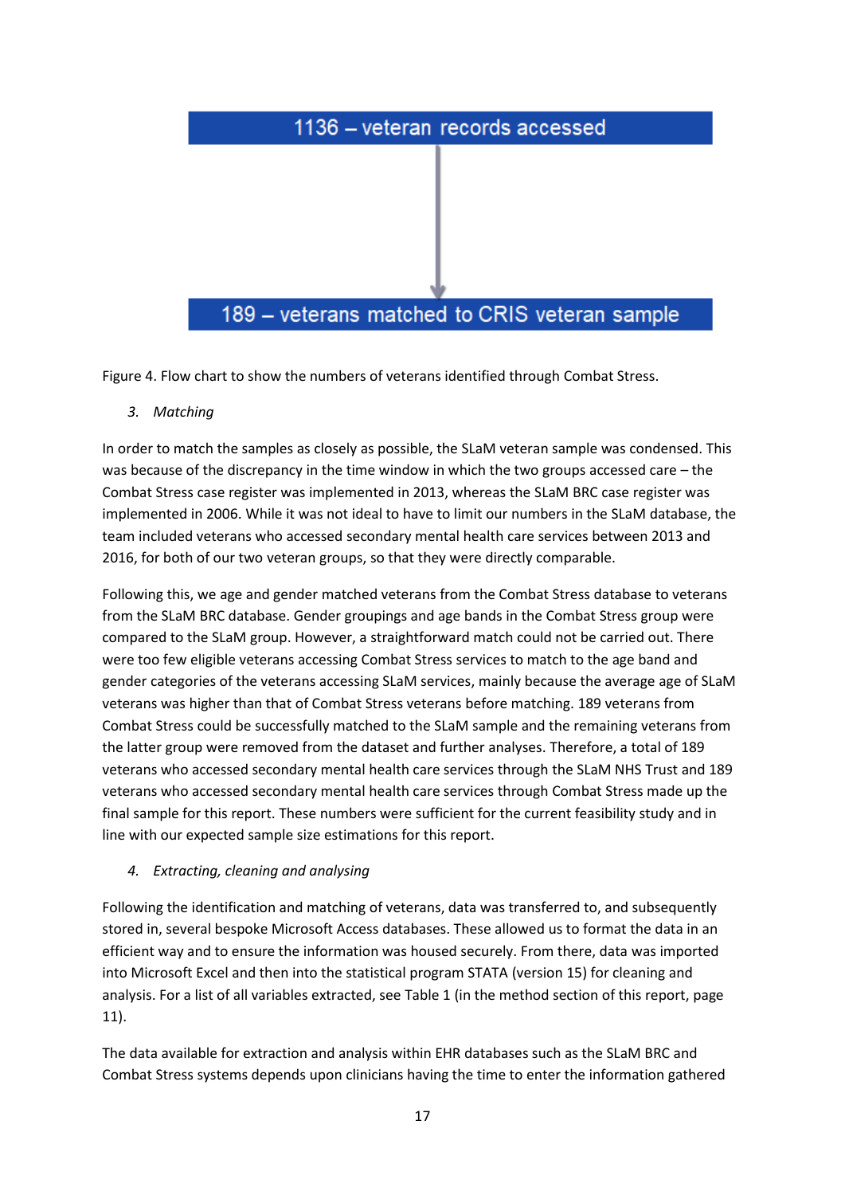1136 – veteran records accessed

↓

189 – veterans matched to CRIS veteran sample

Figure 4. Flow chart to show the numbers of veterans identified through Combat Stress.

3. *Matching*

In order to match the samples as closely as possible, the SLaM veteran sample was condensed. This was because of the discrepancy in the time window in which the two groups accessed care – the Combat Stress case register was implemented in 2013, whereas the SLaM BRC case register was implemented in 2006. While it was not ideal to have to limit our numbers in the SLaM database, the team included veterans who accessed secondary mental health care services between 2013 and 2016, for both of our two veteran groups, so that they were directly comparable.

Following this, we age and gender matched veterans from the Combat Stress database to veterans from the SLaM BRC database. Gender groupings and age bands in the Combat Stress group were compared to the SLaM group. However, a straightforward match could not be carried out. There were too few eligible veterans accessing Combat Stress services to match to the age band and gender categories of the veterans accessing SLaM services, mainly because the average age of SLaM veterans was higher than that of Combat Stress veterans before matching. 189 veterans from Combat Stress could be successfully matched to the SLaM sample and the remaining veterans from the latter group were removed from the dataset and further analyses. Therefore, a total of 189 veterans who accessed secondary mental health care services through the SLaM NHS Trust and 189 veterans who accessed secondary mental health care services through Combat Stress made up the final sample for this report. These numbers were sufficient for the current feasibility study and in line with our expected sample size estimations for this report.

4. *Extracting, cleaning and analysing*

Following the identification and matching of veterans, data was transferred to, and subsequently stored in, several bespoke Microsoft Access databases. These allowed us to format the data in an efficient way and to ensure the information was housed securely. From there, data was imported into Microsoft Excel and then into the statistical program STATA (version 15) for cleaning and analysis. For a list of all variables extracted, see Table 1 (in the method section of this report, page 11).

The data available for extraction and analysis within EHR databases such as the SLaM BRC and Combat Stress systems depends upon clinicians having the time to enter the information gathered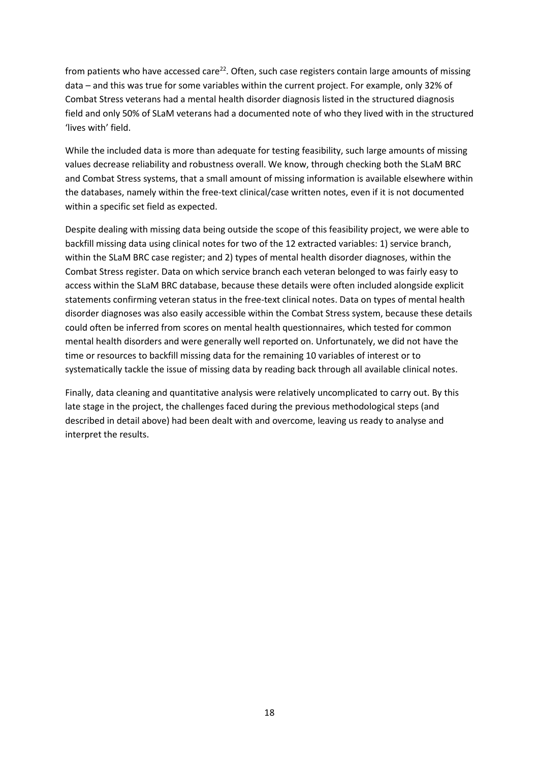from patients who have accessed care[22]. Often, such case registers contain large amounts of missing data – and this was true for some variables within the current project. For example, only 32% of Combat Stress veterans had a mental health disorder diagnosis listed in the structured diagnosis field and only 50% of SLaM veterans had a documented note of who they lived with in the structured 'lives with' field.

While the included data is more than adequate for testing feasibility, such large amounts of missing values decrease reliability and robustness overall. We know, through checking both the SLaM BRC and Combat Stress systems, that a small amount of missing information is available elsewhere within the databases, namely within the free-text clinical/case written notes, even if it is not documented within a specific set field as expected.

Despite dealing with missing data being outside the scope of this feasibility project, we were able to backfill missing data using clinical notes for two of the 12 extracted variables: 1) service branch, within the SLaM BRC case register; and 2) types of mental health disorder diagnoses, within the Combat Stress register. Data on which service branch each veteran belonged to was fairly easy to access within the SLaM BRC database, because these details were often included alongside explicit statements confirming veteran status in the free-text clinical notes. Data on types of mental health disorder diagnoses was also easily accessible within the Combat Stress system, because these details could often be inferred from scores on mental health questionnaires, which tested for common mental health disorders and were generally well reported on. Unfortunately, we did not have the time or resources to backfill missing data for the remaining 10 variables of interest or to systematically tackle the issue of missing data by reading back through all available clinical notes.

Finally, data cleaning and quantitative analysis were relatively uncomplicated to carry out. By this late stage in the project, the challenges faced during the previous methodological steps (and described in detail above) had been dealt with and overcome, leaving us ready to analyse and interpret the results.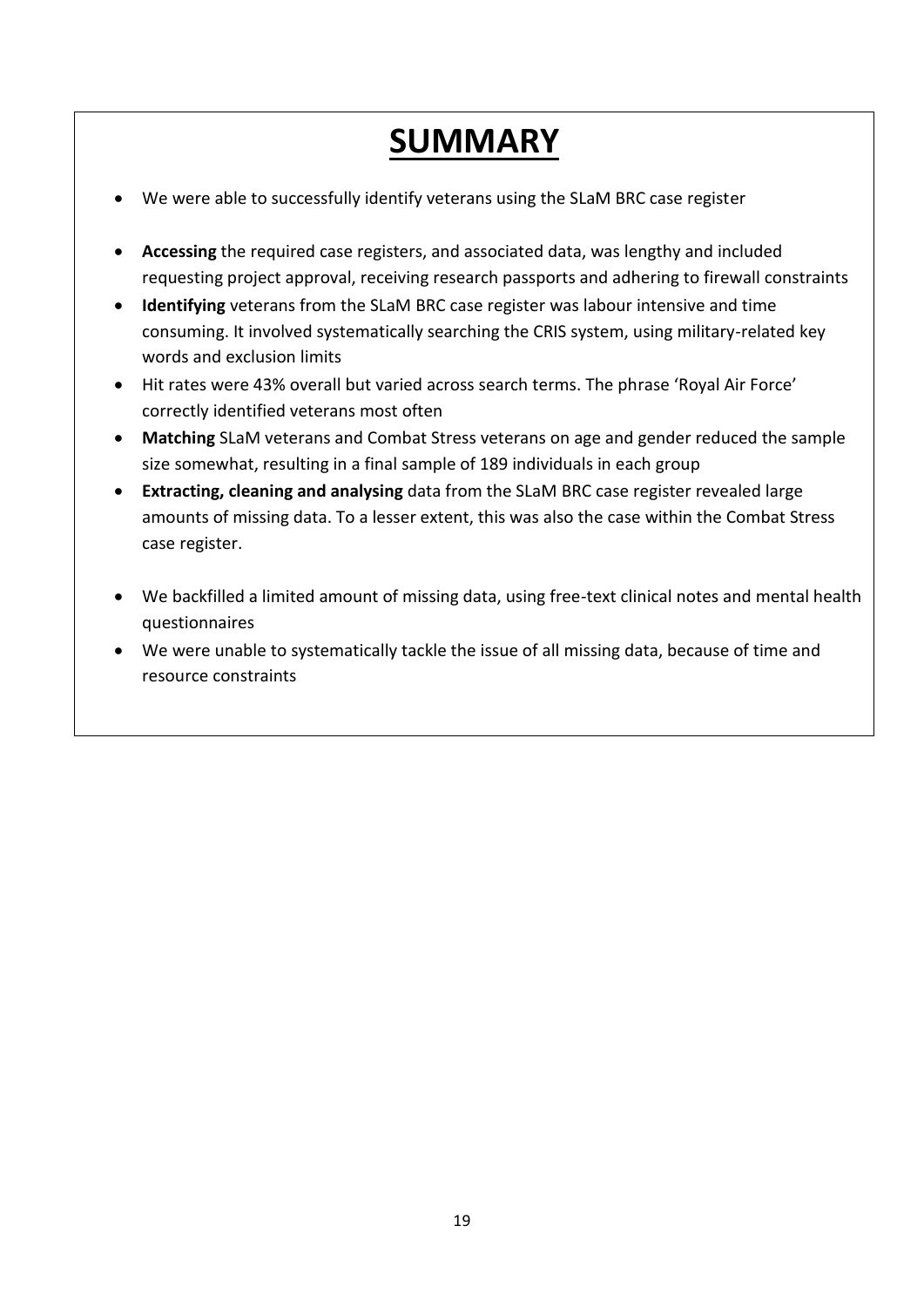# SUMMARY

- We were able to successfully identify veterans using the SLaM BRC case register
- **Accessing** the required case registers, and associated data, was lengthy and included requesting project approval, receiving research passports and adhering to firewall constraints
- **Identifying** veterans from the SLaM BRC case register was labour intensive and time consuming. It involved systematically searching the CRIS system, using military-related key words and exclusion limits
- Hit rates were 43% overall but varied across search terms. The phrase 'Royal Air Force' correctly identified veterans most often
- **Matching** SLaM veterans and Combat Stress veterans on age and gender reduced the sample size somewhat, resulting in a final sample of 189 individuals in each group
- **Extracting, cleaning and analysing** data from the SLaM BRC case register revealed large amounts of missing data. To a lesser extent, this was also the case within the Combat Stress case register.
- We backfilled a limited amount of missing data, using free-text clinical notes and mental health questionnaires
- We were unable to systematically tackle the issue of all missing data, because of time and resource constraints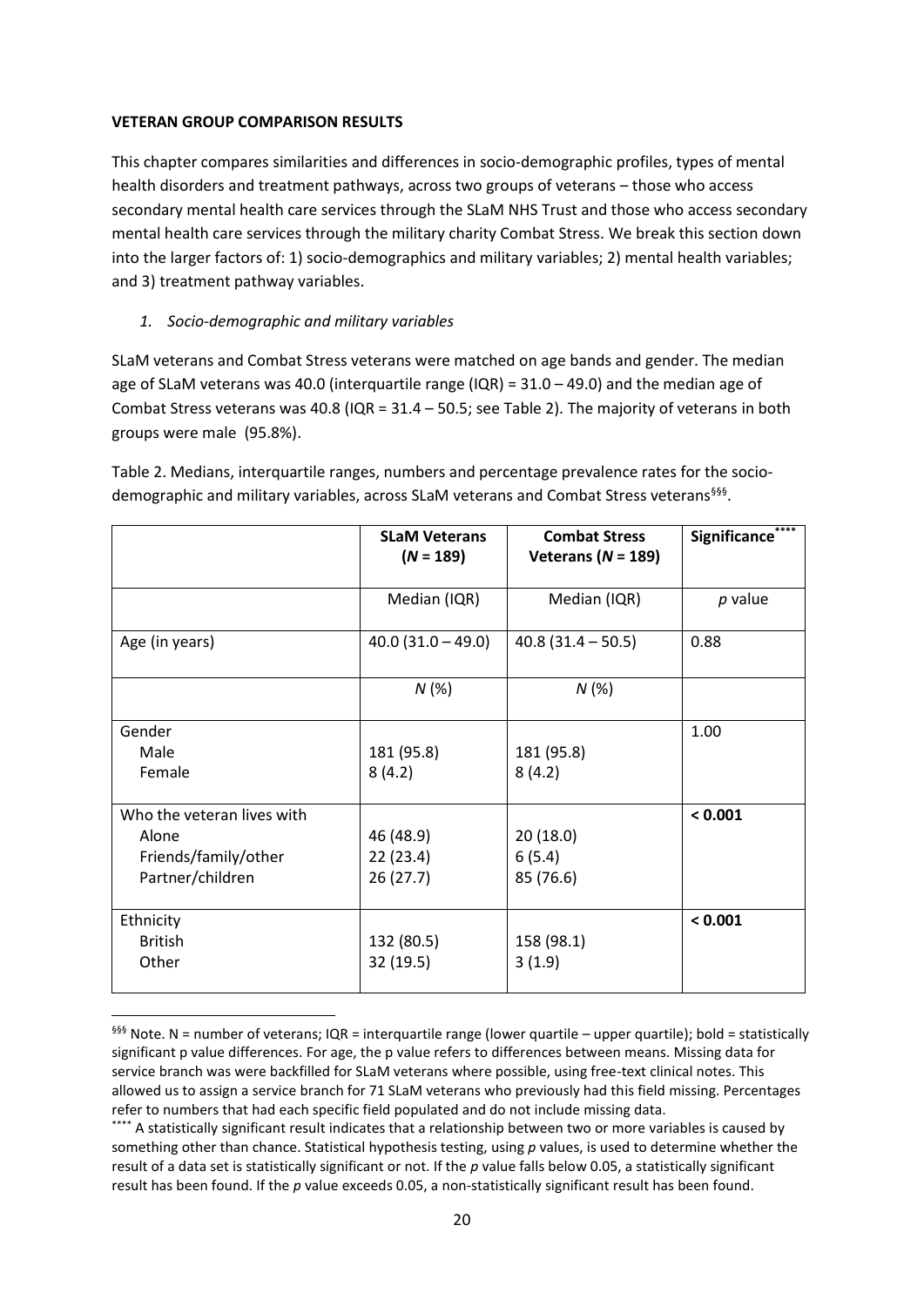**VETERAN GROUP COMPARISON RESULTS**

This chapter compares similarities and differences in socio-demographic profiles, types of mental health disorders and treatment pathways, across two groups of veterans – those who access secondary mental health care services through the SLaM NHS Trust and those who access secondary mental health care services through the military charity Combat Stress. We break this section down into the larger factors of: 1) socio-demographics and military variables; 2) mental health variables; and 3) treatment pathway variables.

*1. Socio-demographic and military variables*

SLaM veterans and Combat Stress veterans were matched on age bands and gender. The median age of SLaM veterans was 40.0 (interquartile range (IQR) = 31.0 – 49.0) and the median age of Combat Stress veterans was 40.8 (IQR = 31.4 – 50.5; see Table 2). The majority of veterans in both groups were male (95.8%).

Table 2. Medians, interquartile ranges, numbers and percentage prevalence rates for the socio-demographic and military variables, across SLaM veterans and Combat Stress veterans[§§§].

| | **SLaM Veterans (*N* = 189)** | **Combat Stress Veterans (*N* = 189)** | **Significance[****]** |
|---|---|---|---|
| | Median (IQR) | Median (IQR) | *p* value |
| Age (in years) | 40.0 (31.0 – 49.0) | 40.8 (31.4 – 50.5) | 0.88 |
| | *N* (%) | *N* (%) | |
| Gender | | | 1.00 |
| Male | 181 (95.8) | 181 (95.8) | |
| Female | 8 (4.2) | 8 (4.2) | |
| Who the veteran lives with | | | **< 0.001** |
| Alone | 46 (48.9) | 20 (18.0) | |
| Friends/family/other | 22 (23.4) | 6 (5.4) | |
| Partner/children | 26 (27.7) | 85 (76.6) | |
| Ethnicity | | | **< 0.001** |
| British | 132 (80.5) | 158 (98.1) | |
| Other | 32 (19.5) | 3 (1.9) | |

[§§§] Note. N = number of veterans; IQR = interquartile range (lower quartile – upper quartile); bold = statistically significant p value differences. For age, the p value refers to differences between means. Missing data for service branch was were backfilled for SLaM veterans where possible, using free-text clinical notes. This allowed us to assign a service branch for 71 SLaM veterans who previously had this field missing. Percentages refer to numbers that had each specific field populated and do not include missing data.

[****] A statistically significant result indicates that a relationship between two or more variables is caused by something other than chance. Statistical hypothesis testing, using *p* values, is used to determine whether the result of a data set is statistically significant or not. If the *p* value falls below 0.05, a statistically significant result has been found. If the *p* value exceeds 0.05, a non-statistically significant result has been found.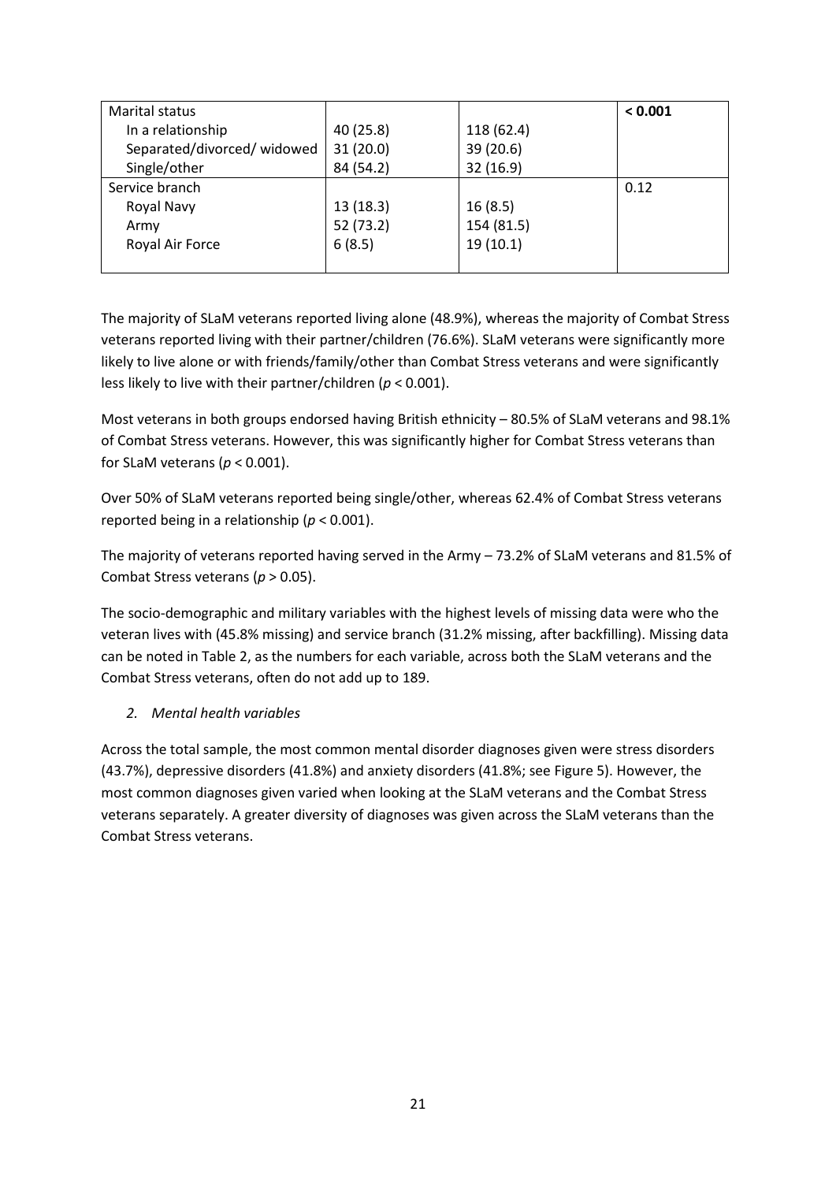| Marital status | | | **< 0.001** |
|---|---|---|---|
| In a relationship | 40 (25.8) | 118 (62.4) | |
| Separated/divorced/ widowed | 31 (20.0) | 39 (20.6) | |
| Single/other | 84 (54.2) | 32 (16.9) | |
| Service branch | | | 0.12 |
| Royal Navy | 13 (18.3) | 16 (8.5) | |
| Army | 52 (73.2) | 154 (81.5) | |
| Royal Air Force | 6 (8.5) | 19 (10.1) | |

The majority of SLaM veterans reported living alone (48.9%), whereas the majority of Combat Stress veterans reported living with their partner/children (76.6%). SLaM veterans were significantly more likely to live alone or with friends/family/other than Combat Stress veterans and were significantly less likely to live with their partner/children ($p < 0.001$).

Most veterans in both groups endorsed having British ethnicity – 80.5% of SLaM veterans and 98.1% of Combat Stress veterans. However, this was significantly higher for Combat Stress veterans than for SLaM veterans ($p < 0.001$).

Over 50% of SLaM veterans reported being single/other, whereas 62.4% of Combat Stress veterans reported being in a relationship ($p < 0.001$).

The majority of veterans reported having served in the Army – 73.2% of SLaM veterans and 81.5% of Combat Stress veterans ($p > 0.05$).

The socio-demographic and military variables with the highest levels of missing data were who the veteran lives with (45.8% missing) and service branch (31.2% missing, after backfilling). Missing data can be noted in Table 2, as the numbers for each variable, across both the SLaM veterans and the Combat Stress veterans, often do not add up to 189.

*2. Mental health variables*

Across the total sample, the most common mental disorder diagnoses given were stress disorders (43.7%), depressive disorders (41.8%) and anxiety disorders (41.8%; see Figure 5). However, the most common diagnoses given varied when looking at the SLaM veterans and the Combat Stress veterans separately. A greater diversity of diagnoses was given across the SLaM veterans than the Combat Stress veterans.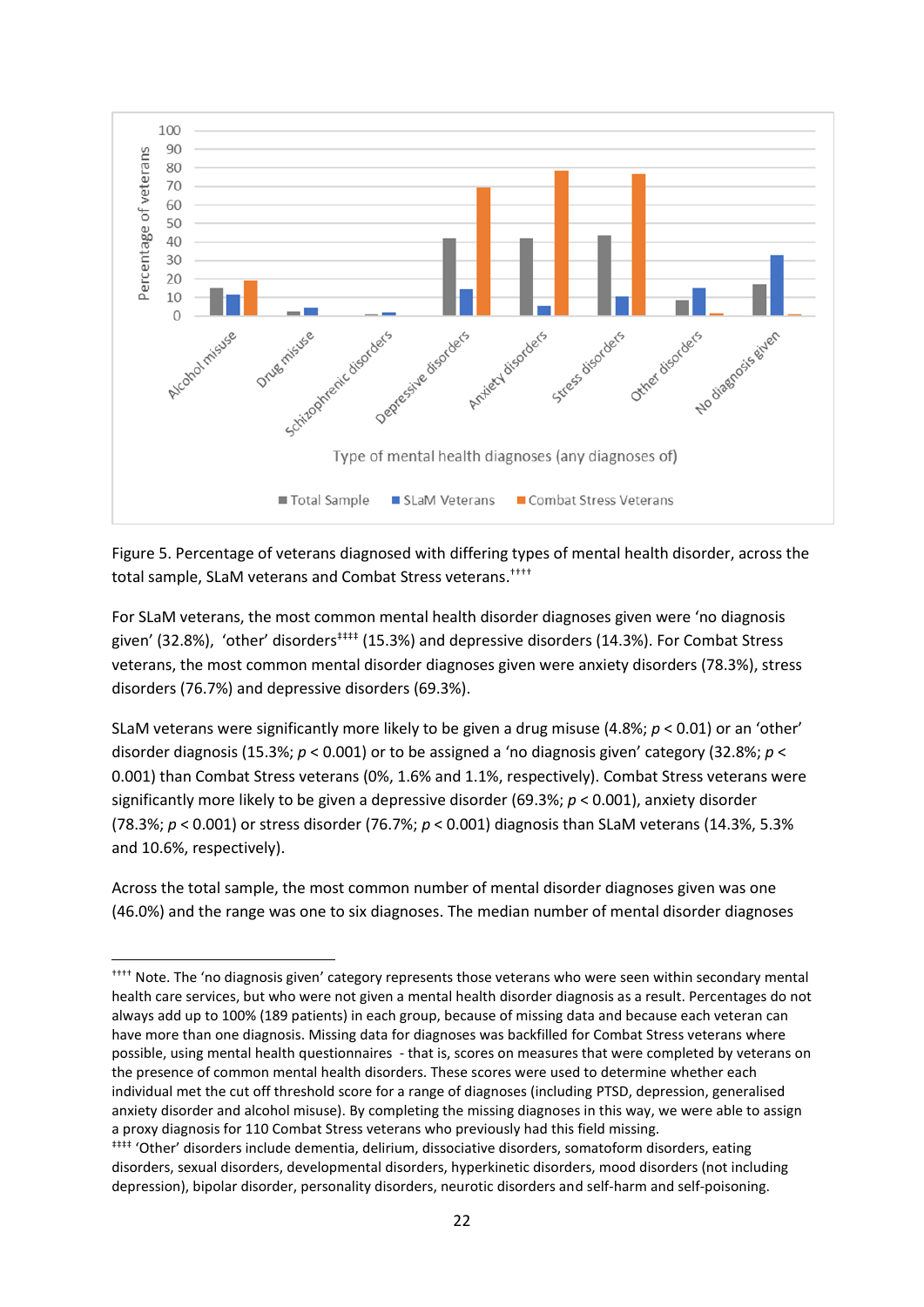Figure 5. Percentage of veterans diagnosed with differing types of mental health disorder, across the total sample, SLaM veterans and Combat Stress veterans.[††††]

For SLaM veterans, the most common mental health disorder diagnoses given were 'no diagnosis given' (32.8%), 'other' disorders[‡‡‡‡] (15.3%) and depressive disorders (14.3%). For Combat Stress veterans, the most common mental disorder diagnoses given were anxiety disorders (78.3%), stress disorders (76.7%) and depressive disorders (69.3%).

SLaM veterans were significantly more likely to be given a drug misuse (4.8%; $p < 0.01$) or an 'other' disorder diagnosis (15.3%; $p < 0.001$) or to be assigned a 'no diagnosis given' category (32.8%; $p < 0.001$) than Combat Stress veterans (0%, 1.6% and 1.1%, respectively). Combat Stress veterans were significantly more likely to be given a depressive disorder (69.3%; $p < 0.001$), anxiety disorder (78.3%; $p < 0.001$) or stress disorder (76.7%; $p < 0.001$) diagnosis than SLaM veterans (14.3%, 5.3% and 10.6%, respectively).

Across the total sample, the most common number of mental disorder diagnoses given was one (46.0%) and the range was one to six diagnoses. The median number of mental disorder diagnoses

---

[††††] Note. The 'no diagnosis given' category represents those veterans who were seen within secondary mental health care services, but who were not given a mental health disorder diagnosis as a result. Percentages do not always add up to 100% (189 patients) in each group, because of missing data and because each veteran can have more than one diagnosis. Missing data for diagnoses was backfilled for Combat Stress veterans where possible, using mental health questionnaires - that is, scores on measures that were completed by veterans on the presence of common mental health disorders. These scores were used to determine whether each individual met the cut off threshold score for a range of diagnoses (including PTSD, depression, generalised anxiety disorder and alcohol misuse). By completing the missing diagnoses in this way, we were able to assign a proxy diagnosis for 110 Combat Stress veterans who previously had this field missing.

[‡‡‡‡] 'Other' disorders include dementia, delirium, dissociative disorders, somatoform disorders, eating disorders, sexual disorders, developmental disorders, hyperkinetic disorders, mood disorders (not including depression), bipolar disorder, personality disorders, neurotic disorders and self-harm and self-poisoning.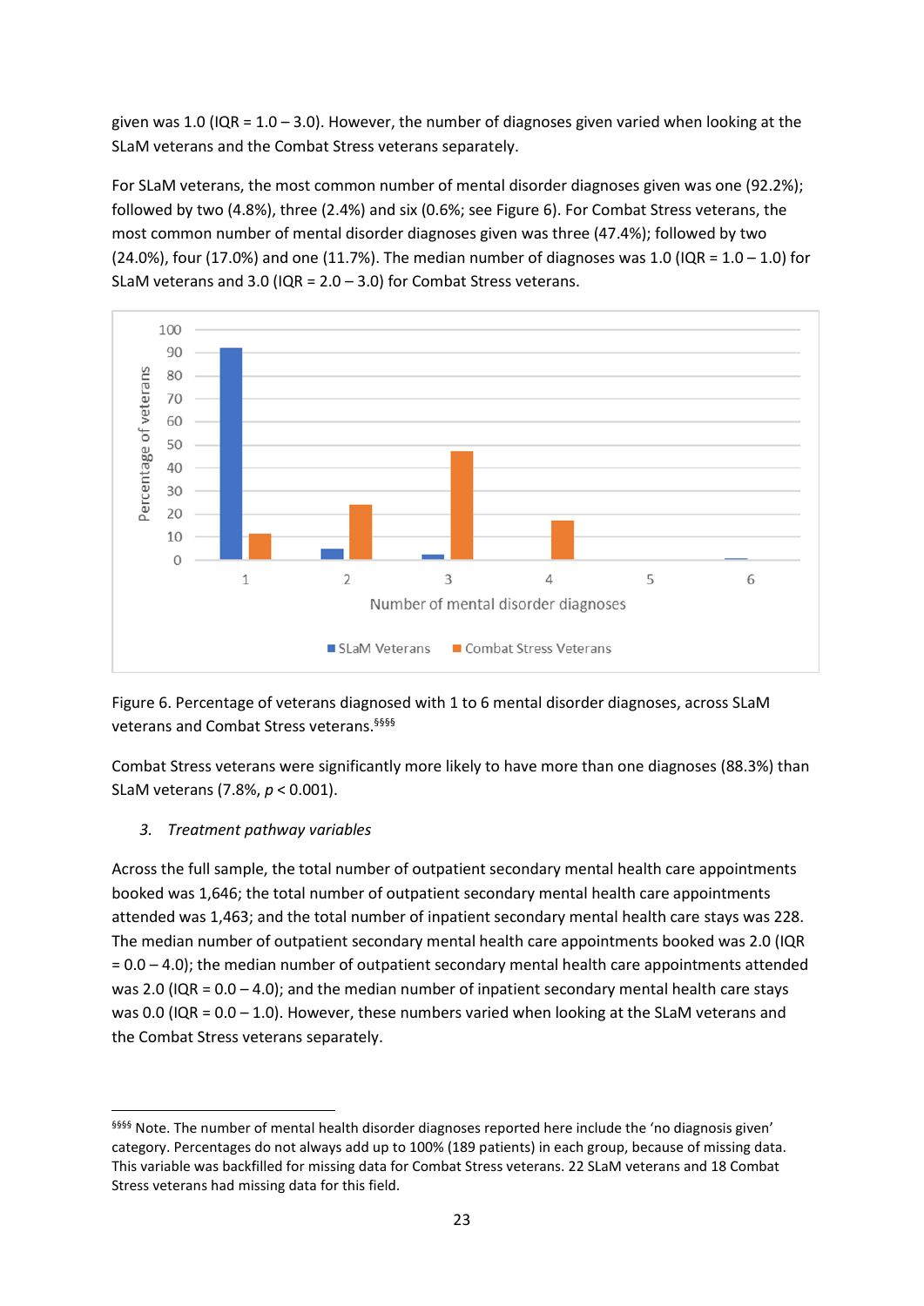given was 1.0 (IQR = 1.0 – 3.0). However, the number of diagnoses given varied when looking at the SLaM veterans and the Combat Stress veterans separately.

For SLaM veterans, the most common number of mental disorder diagnoses given was one (92.2%); followed by two (4.8%), three (2.4%) and six (0.6%; see Figure 6). For Combat Stress veterans, the most common number of mental disorder diagnoses given was three (47.4%); followed by two (24.0%), four (17.0%) and one (11.7%). The median number of diagnoses was 1.0 (IQR = 1.0 – 1.0) for SLaM veterans and 3.0 (IQR = 2.0 – 3.0) for Combat Stress veterans.

Figure 6. Percentage of veterans diagnosed with 1 to 6 mental disorder diagnoses, across SLaM veterans and Combat Stress veterans.[§§§§]

Combat Stress veterans were significantly more likely to have more than one diagnoses (88.3%) than SLaM veterans (7.8%, $p < 0.001$).

3. *Treatment pathway variables*

Across the full sample, the total number of outpatient secondary mental health care appointments booked was 1,646; the total number of outpatient secondary mental health care appointments attended was 1,463; and the total number of inpatient secondary mental health care stays was 228. The median number of outpatient secondary mental health care appointments booked was 2.0 (IQR = 0.0 – 4.0); the median number of outpatient secondary mental health care appointments attended was 2.0 (IQR = 0.0 – 4.0); and the median number of inpatient secondary mental health care stays was 0.0 (IQR = 0.0 – 1.0). However, these numbers varied when looking at the SLaM veterans and the Combat Stress veterans separately.

[§§§§] Note. The number of mental health disorder diagnoses reported here include the 'no diagnosis given' category. Percentages do not always add up to 100% (189 patients) in each group, because of missing data. This variable was backfilled for missing data for Combat Stress veterans. 22 SLaM veterans and 18 Combat Stress veterans had missing data for this field.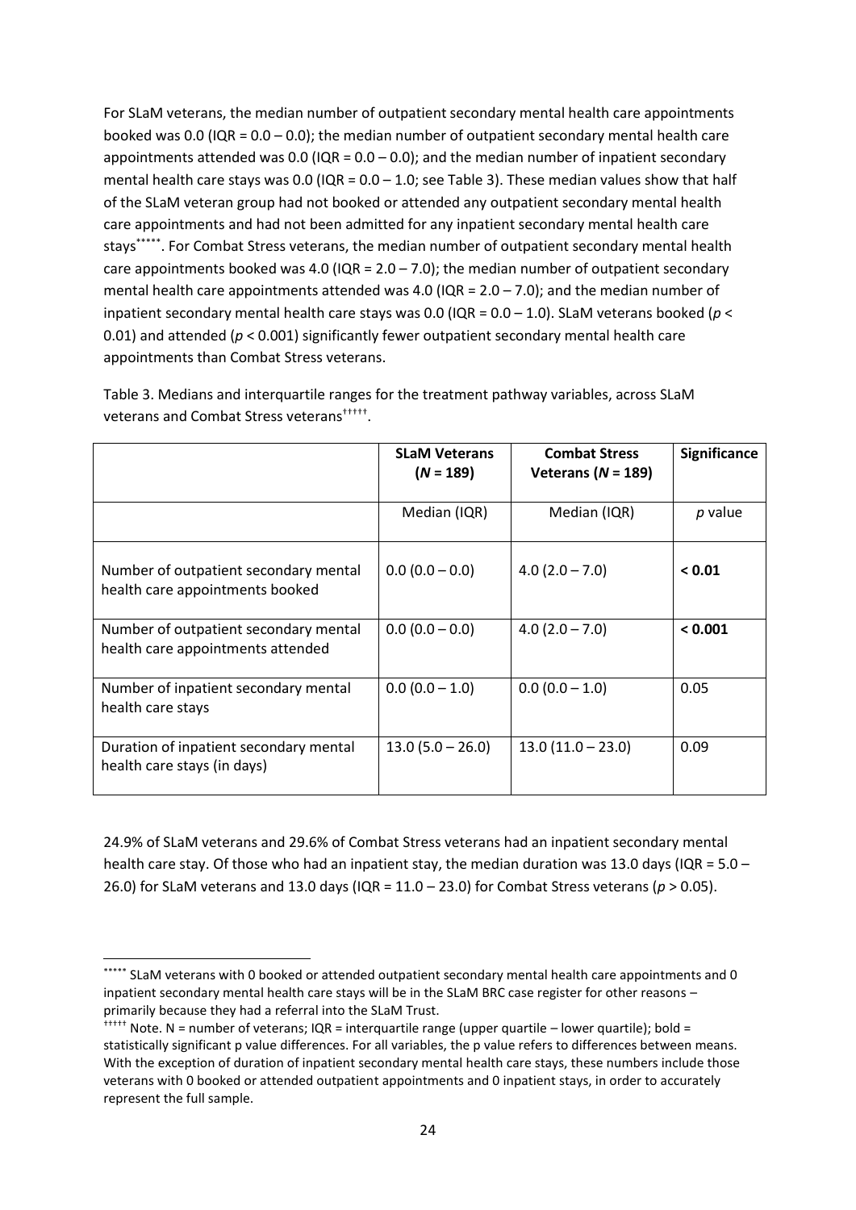For SLaM veterans, the median number of outpatient secondary mental health care appointments booked was 0.0 (IQR = 0.0 – 0.0); the median number of outpatient secondary mental health care appointments attended was 0.0 (IQR = 0.0 – 0.0); and the median number of inpatient secondary mental health care stays was 0.0 (IQR = 0.0 – 1.0; see Table 3). These median values show that half of the SLaM veteran group had not booked or attended any outpatient secondary mental health care appointments and had not been admitted for any inpatient secondary mental health care stays[*****]. For Combat Stress veterans, the median number of outpatient secondary mental health care appointments booked was 4.0 (IQR = 2.0 – 7.0); the median number of outpatient secondary mental health care appointments attended was 4.0 (IQR = 2.0 – 7.0); and the median number of inpatient secondary mental health care stays was 0.0 (IQR = 0.0 – 1.0). SLaM veterans booked ($p < 0.01$) and attended ($p < 0.001$) significantly fewer outpatient secondary mental health care appointments than Combat Stress veterans.

Table 3. Medians and interquartile ranges for the treatment pathway variables, across SLaM veterans and Combat Stress veterans[†††††].

| | **SLaM Veterans (*N* = 189)** | **Combat Stress Veterans (*N* = 189)** | **Significance** |
|---|---|---|---|
| | Median (IQR) | Median (IQR) | *p* value |
| Number of outpatient secondary mental health care appointments booked | 0.0 (0.0 – 0.0) | 4.0 (2.0 – 7.0) | **< 0.01** |
| Number of outpatient secondary mental health care appointments attended | 0.0 (0.0 – 0.0) | 4.0 (2.0 – 7.0) | **< 0.001** |
| Number of inpatient secondary mental health care stays | 0.0 (0.0 – 1.0) | 0.0 (0.0 – 1.0) | 0.05 |
| Duration of inpatient secondary mental health care stays (in days) | 13.0 (5.0 – 26.0) | 13.0 (11.0 – 23.0) | 0.09 |

24.9% of SLaM veterans and 29.6% of Combat Stress veterans had an inpatient secondary mental health care stay. Of those who had an inpatient stay, the median duration was 13.0 days (IQR = 5.0 – 26.0) for SLaM veterans and 13.0 days (IQR = 11.0 – 23.0) for Combat Stress veterans ($p > 0.05$).

[*****] SLaM veterans with 0 booked or attended outpatient secondary mental health care appointments and 0 inpatient secondary mental health care stays will be in the SLaM BRC case register for other reasons – primarily because they had a referral into the SLaM Trust.

[†††††] Note. N = number of veterans; IQR = interquartile range (upper quartile – lower quartile); bold = statistically significant p value differences. For all variables, the p value refers to differences between means. With the exception of duration of inpatient secondary mental health care stays, these numbers include those veterans with 0 booked or attended outpatient appointments and 0 inpatient stays, in order to accurately represent the full sample.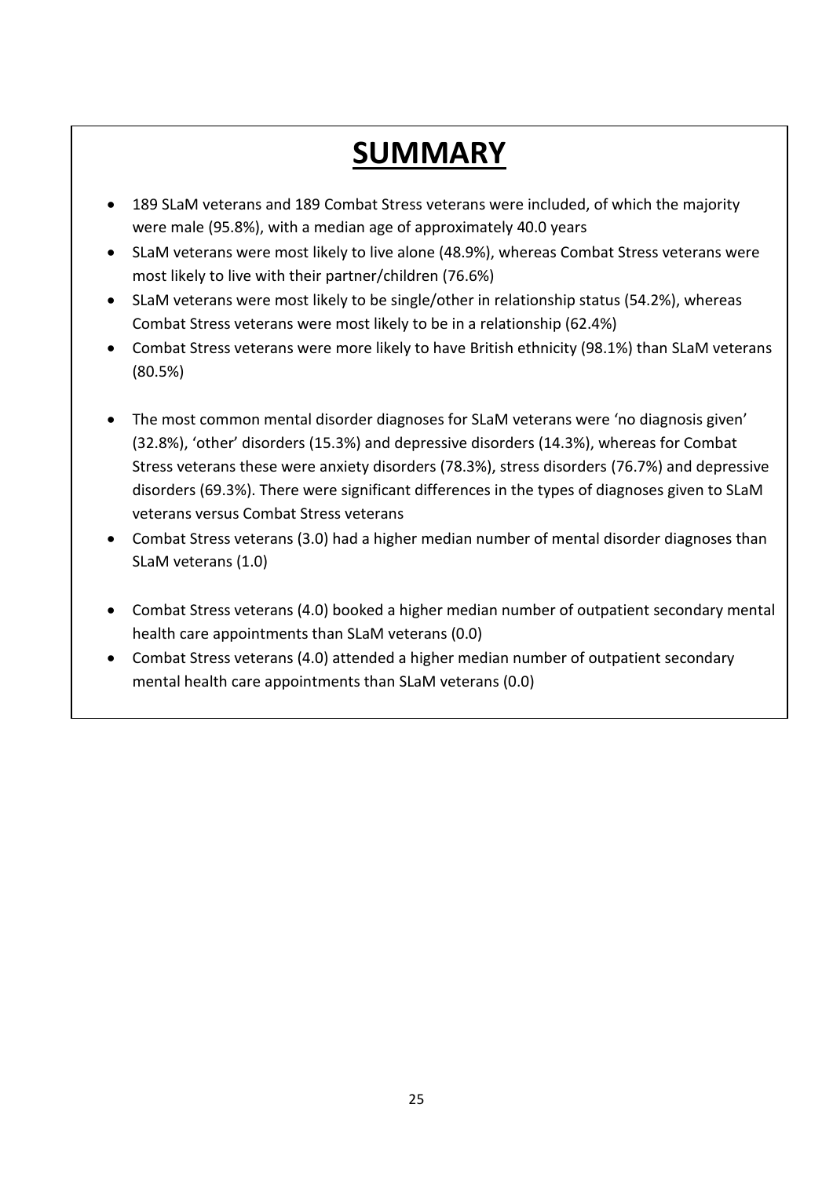# SUMMARY

- 189 SLaM veterans and 189 Combat Stress veterans were included, of which the majority were male (95.8%), with a median age of approximately 40.0 years
- SLaM veterans were most likely to live alone (48.9%), whereas Combat Stress veterans were most likely to live with their partner/children (76.6%)
- SLaM veterans were most likely to be single/other in relationship status (54.2%), whereas Combat Stress veterans were most likely to be in a relationship (62.4%)
- Combat Stress veterans were more likely to have British ethnicity (98.1%) than SLaM veterans (80.5%)

- The most common mental disorder diagnoses for SLaM veterans were 'no diagnosis given' (32.8%), 'other' disorders (15.3%) and depressive disorders (14.3%), whereas for Combat Stress veterans these were anxiety disorders (78.3%), stress disorders (76.7%) and depressive disorders (69.3%). There were significant differences in the types of diagnoses given to SLaM veterans versus Combat Stress veterans
- Combat Stress veterans (3.0) had a higher median number of mental disorder diagnoses than SLaM veterans (1.0)

- Combat Stress veterans (4.0) booked a higher median number of outpatient secondary mental health care appointments than SLaM veterans (0.0)
- Combat Stress veterans (4.0) attended a higher median number of outpatient secondary mental health care appointments than SLaM veterans (0.0)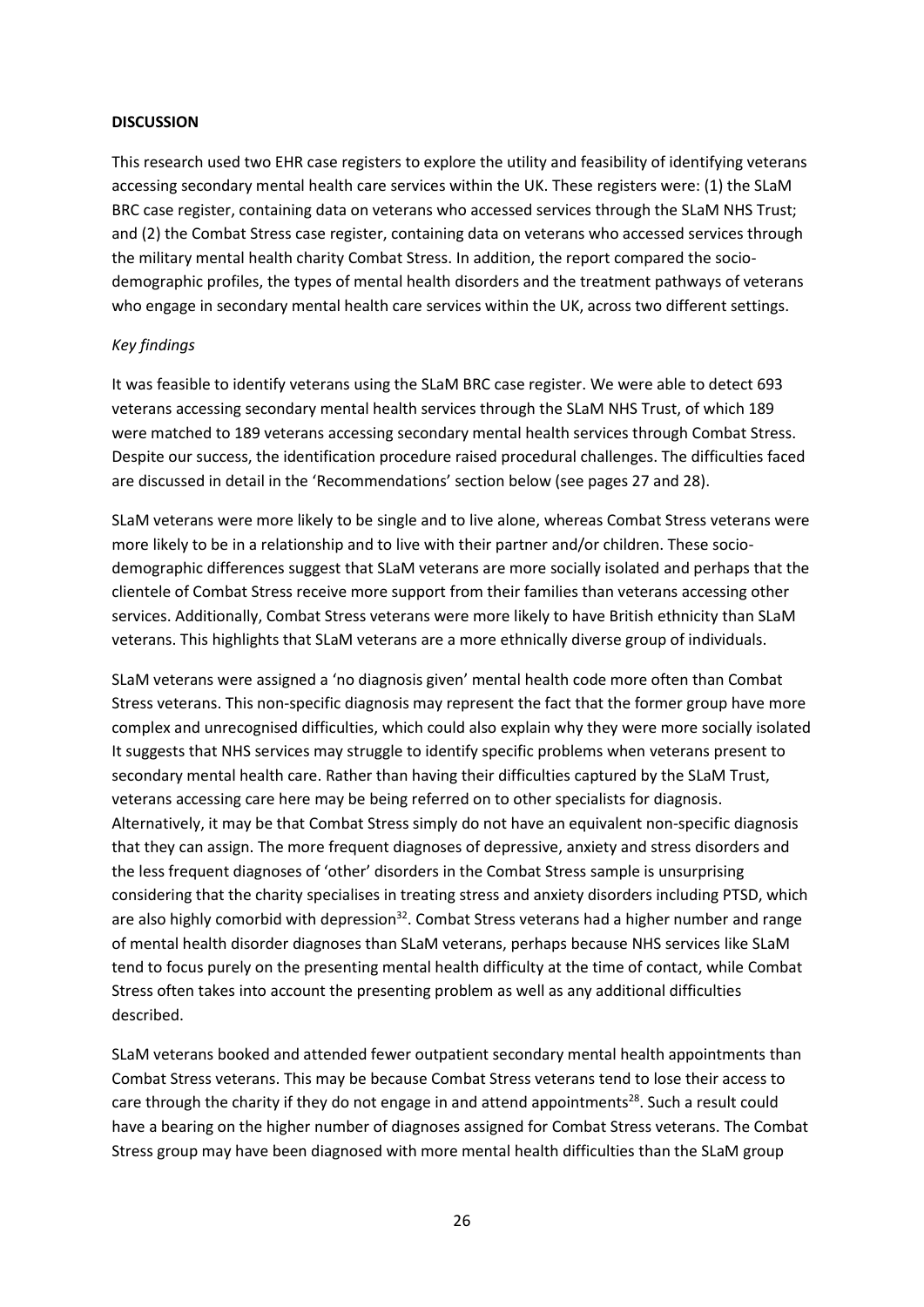**DISCUSSION**

This research used two EHR case registers to explore the utility and feasibility of identifying veterans accessing secondary mental health care services within the UK. These registers were: (1) the SLaM BRC case register, containing data on veterans who accessed services through the SLaM NHS Trust; and (2) the Combat Stress case register, containing data on veterans who accessed services through the military mental health charity Combat Stress. In addition, the report compared the socio-demographic profiles, the types of mental health disorders and the treatment pathways of veterans who engage in secondary mental health care services within the UK, across two different settings.

*Key findings*

It was feasible to identify veterans using the SLaM BRC case register. We were able to detect 693 veterans accessing secondary mental health services through the SLaM NHS Trust, of which 189 were matched to 189 veterans accessing secondary mental health services through Combat Stress. Despite our success, the identification procedure raised procedural challenges. The difficulties faced are discussed in detail in the 'Recommendations' section below (see pages 27 and 28).

SLaM veterans were more likely to be single and to live alone, whereas Combat Stress veterans were more likely to be in a relationship and to live with their partner and/or children. These socio-demographic differences suggest that SLaM veterans are more socially isolated and perhaps that the clientele of Combat Stress receive more support from their families than veterans accessing other services. Additionally, Combat Stress veterans were more likely to have British ethnicity than SLaM veterans. This highlights that SLaM veterans are a more ethnically diverse group of individuals.

SLaM veterans were assigned a 'no diagnosis given' mental health code more often than Combat Stress veterans. This non-specific diagnosis may represent the fact that the former group have more complex and unrecognised difficulties, which could also explain why they were more socially isolated It suggests that NHS services may struggle to identify specific problems when veterans present to secondary mental health care. Rather than having their difficulties captured by the SLaM Trust, veterans accessing care here may be being referred on to other specialists for diagnosis. Alternatively, it may be that Combat Stress simply do not have an equivalent non-specific diagnosis that they can assign. The more frequent diagnoses of depressive, anxiety and stress disorders and the less frequent diagnoses of 'other' disorders in the Combat Stress sample is unsurprising considering that the charity specialises in treating stress and anxiety disorders including PTSD, which are also highly comorbid with depression[32]. Combat Stress veterans had a higher number and range of mental health disorder diagnoses than SLaM veterans, perhaps because NHS services like SLaM tend to focus purely on the presenting mental health difficulty at the time of contact, while Combat Stress often takes into account the presenting problem as well as any additional difficulties described.

SLaM veterans booked and attended fewer outpatient secondary mental health appointments than Combat Stress veterans. This may be because Combat Stress veterans tend to lose their access to care through the charity if they do not engage in and attend appointments[28]. Such a result could have a bearing on the higher number of diagnoses assigned for Combat Stress veterans. The Combat Stress group may have been diagnosed with more mental health difficulties than the SLaM group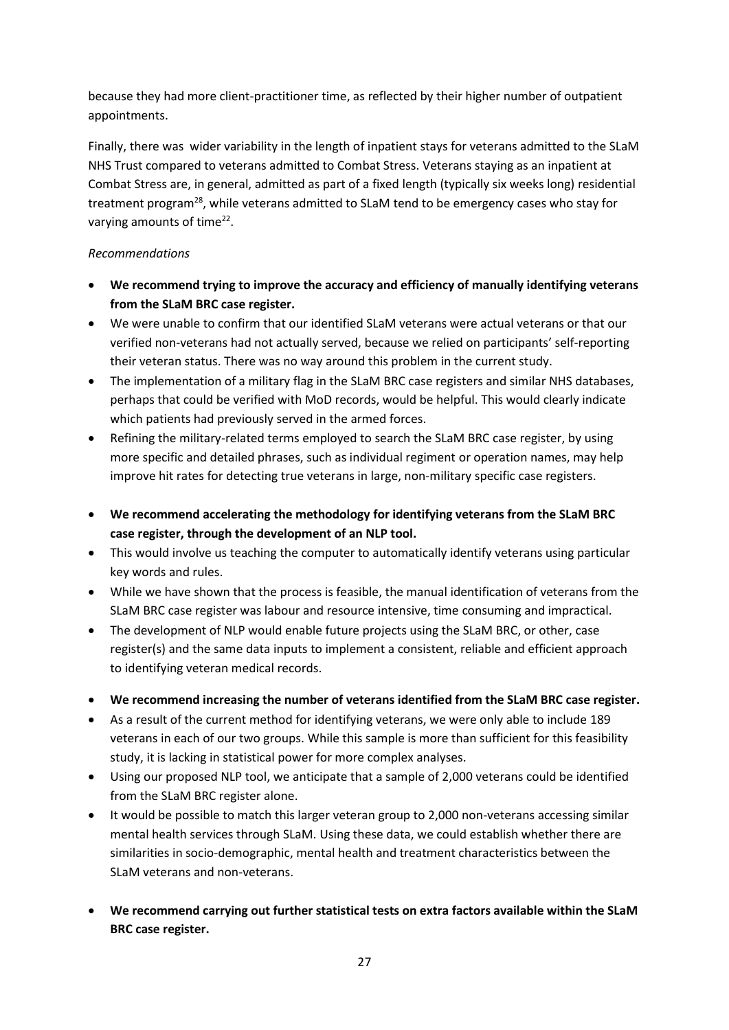because they had more client-practitioner time, as reflected by their higher number of outpatient appointments.

Finally, there was wider variability in the length of inpatient stays for veterans admitted to the SLaM NHS Trust compared to veterans admitted to Combat Stress. Veterans staying as an inpatient at Combat Stress are, in general, admitted as part of a fixed length (typically six weeks long) residential treatment program[28], while veterans admitted to SLaM tend to be emergency cases who stay for varying amounts of time[22].

*Recommendations*

- **We recommend trying to improve the accuracy and efficiency of manually identifying veterans from the SLaM BRC case register.**
- We were unable to confirm that our identified SLaM veterans were actual veterans or that our verified non-veterans had not actually served, because we relied on participants' self-reporting their veteran status. There was no way around this problem in the current study.
- The implementation of a military flag in the SLaM BRC case registers and similar NHS databases, perhaps that could be verified with MoD records, would be helpful. This would clearly indicate which patients had previously served in the armed forces.
- Refining the military-related terms employed to search the SLaM BRC case register, by using more specific and detailed phrases, such as individual regiment or operation names, may help improve hit rates for detecting true veterans in large, non-military specific case registers.

- **We recommend accelerating the methodology for identifying veterans from the SLaM BRC case register, through the development of an NLP tool.**
- This would involve us teaching the computer to automatically identify veterans using particular key words and rules.
- While we have shown that the process is feasible, the manual identification of veterans from the SLaM BRC case register was labour and resource intensive, time consuming and impractical.
- The development of NLP would enable future projects using the SLaM BRC, or other, case register(s) and the same data inputs to implement a consistent, reliable and efficient approach to identifying veteran medical records.

- **We recommend increasing the number of veterans identified from the SLaM BRC case register.**
- As a result of the current method for identifying veterans, we were only able to include 189 veterans in each of our two groups. While this sample is more than sufficient for this feasibility study, it is lacking in statistical power for more complex analyses.
- Using our proposed NLP tool, we anticipate that a sample of 2,000 veterans could be identified from the SLaM BRC register alone.
- It would be possible to match this larger veteran group to 2,000 non-veterans accessing similar mental health services through SLaM. Using these data, we could establish whether there are similarities in socio-demographic, mental health and treatment characteristics between the SLaM veterans and non-veterans.

- **We recommend carrying out further statistical tests on extra factors available within the SLaM BRC case register.**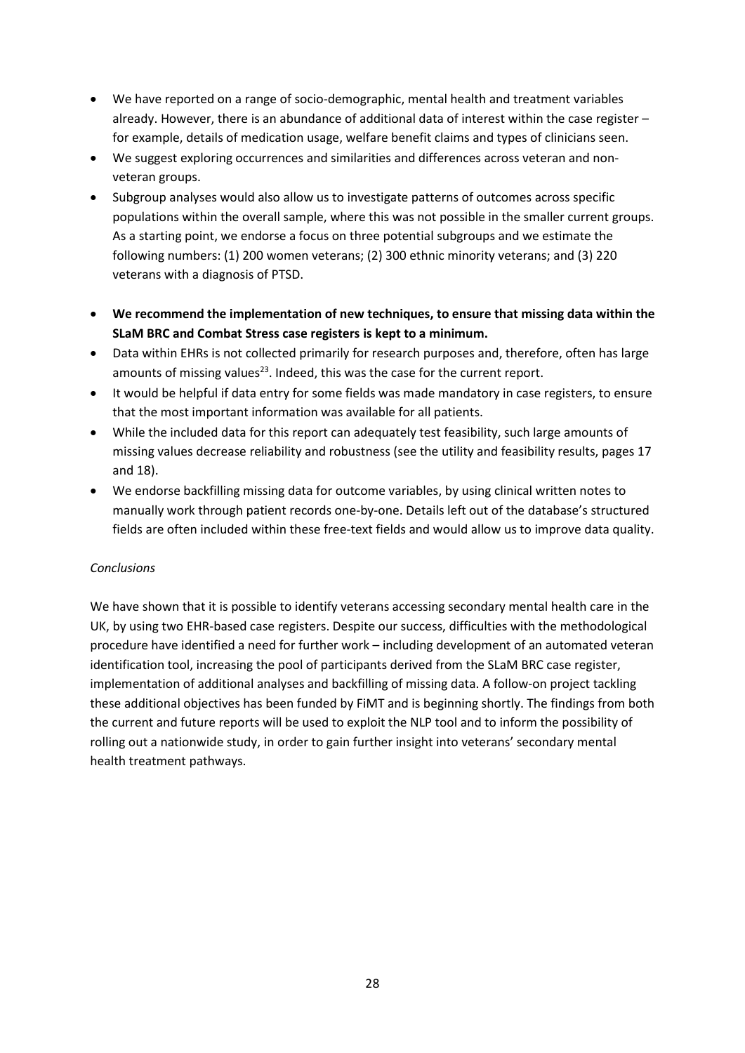- We have reported on a range of socio-demographic, mental health and treatment variables already. However, there is an abundance of additional data of interest within the case register – for example, details of medication usage, welfare benefit claims and types of clinicians seen.
- We suggest exploring occurrences and similarities and differences across veteran and non-veteran groups.
- Subgroup analyses would also allow us to investigate patterns of outcomes across specific populations within the overall sample, where this was not possible in the smaller current groups. As a starting point, we endorse a focus on three potential subgroups and we estimate the following numbers: (1) 200 women veterans; (2) 300 ethnic minority veterans; and (3) 220 veterans with a diagnosis of PTSD.
- **We recommend the implementation of new techniques, to ensure that missing data within the SLaM BRC and Combat Stress case registers is kept to a minimum.**
- Data within EHRs is not collected primarily for research purposes and, therefore, often has large amounts of missing values[23]. Indeed, this was the case for the current report.
- It would be helpful if data entry for some fields was made mandatory in case registers, to ensure that the most important information was available for all patients.
- While the included data for this report can adequately test feasibility, such large amounts of missing values decrease reliability and robustness (see the utility and feasibility results, pages 17 and 18).
- We endorse backfilling missing data for outcome variables, by using clinical written notes to manually work through patient records one-by-one. Details left out of the database's structured fields are often included within these free-text fields and would allow us to improve data quality.

*Conclusions*

We have shown that it is possible to identify veterans accessing secondary mental health care in the UK, by using two EHR-based case registers. Despite our success, difficulties with the methodological procedure have identified a need for further work – including development of an automated veteran identification tool, increasing the pool of participants derived from the SLaM BRC case register, implementation of additional analyses and backfilling of missing data. A follow-on project tackling these additional objectives has been funded by FiMT and is beginning shortly. The findings from both the current and future reports will be used to exploit the NLP tool and to inform the possibility of rolling out a nationwide study, in order to gain further insight into veterans' secondary mental health treatment pathways.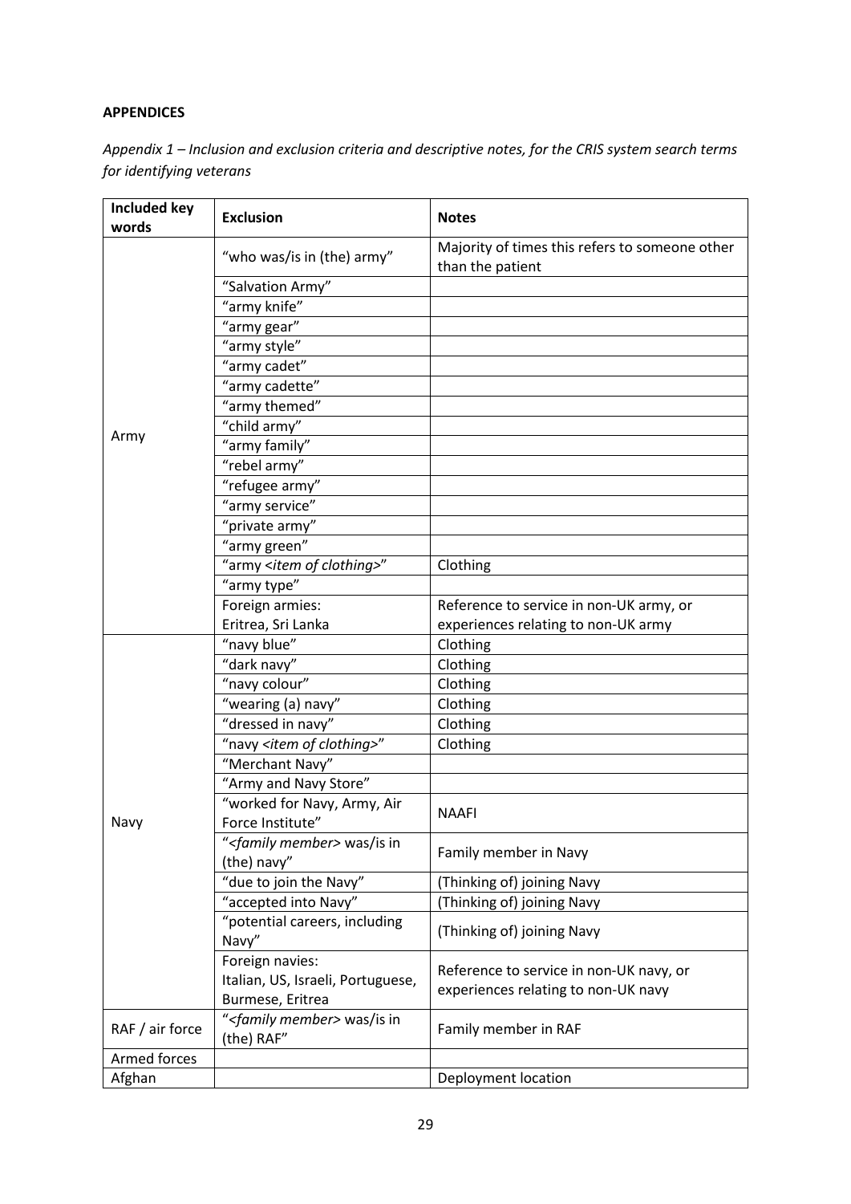**APPENDICES**

*Appendix 1 – Inclusion and exclusion criteria and descriptive notes, for the CRIS system search terms for identifying veterans*

| Included key words | Exclusion | Notes |
|---|---|---|
| Army | "who was/is in (the) army" | Majority of times this refers to someone other than the patient |
| | "Salvation Army" | |
| | "army knife" | |
| | "army gear" | |
| | "army style" | |
| | "army cadet" | |
| | "army cadette" | |
| | "army themed" | |
| | "child army" | |
| | "army family" | |
| | "rebel army" | |
| | "refugee army" | |
| | "army service" | |
| | "private army" | |
| | "army green" | |
| | "army <*item of clothing*>" | Clothing |
| | "army type" | |
| | Foreign armies: Eritrea, Sri Lanka | Reference to service in non-UK army, or experiences relating to non-UK army |
| Navy | "navy blue" | Clothing |
| | "dark navy" | Clothing |
| | "navy colour" | Clothing |
| | "wearing (a) navy" | Clothing |
| | "dressed in navy" | Clothing |
| | "navy <*item of clothing*>" | Clothing |
| | "Merchant Navy" | |
| | "Army and Navy Store" | |
| | "worked for Navy, Army, Air Force Institute" | NAAFI |
| | "<*family member*> was/is in (the) navy" | Family member in Navy |
| | "due to join the Navy" | (Thinking of) joining Navy |
| | "accepted into Navy" | (Thinking of) joining Navy |
| | "potential careers, including Navy" | (Thinking of) joining Navy |
| | Foreign navies: Italian, US, Israeli, Portuguese, Burmese, Eritrea | Reference to service in non-UK navy, or experiences relating to non-UK navy |
| RAF / air force | "<*family member*> was/is in (the) RAF" | Family member in RAF |
| Armed forces | | |
| Afghan | | Deployment location |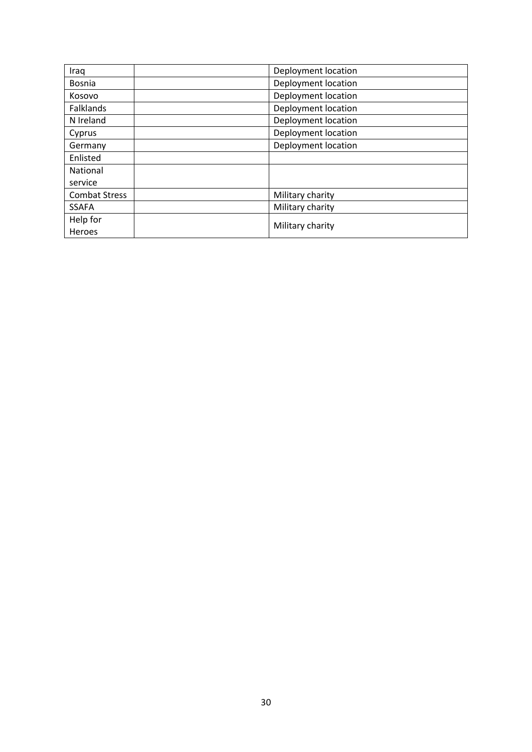| | | |
|---|---|---|
| Iraq | | Deployment location |
| Bosnia | | Deployment location |
| Kosovo | | Deployment location |
| Falklands | | Deployment location |
| N Ireland | | Deployment location |
| Cyprus | | Deployment location |
| Germany | | Deployment location |
| Enlisted | | |
| National service | | |
| Combat Stress | | Military charity |
| SSAFA | | Military charity |
| Help for Heroes | | Military charity |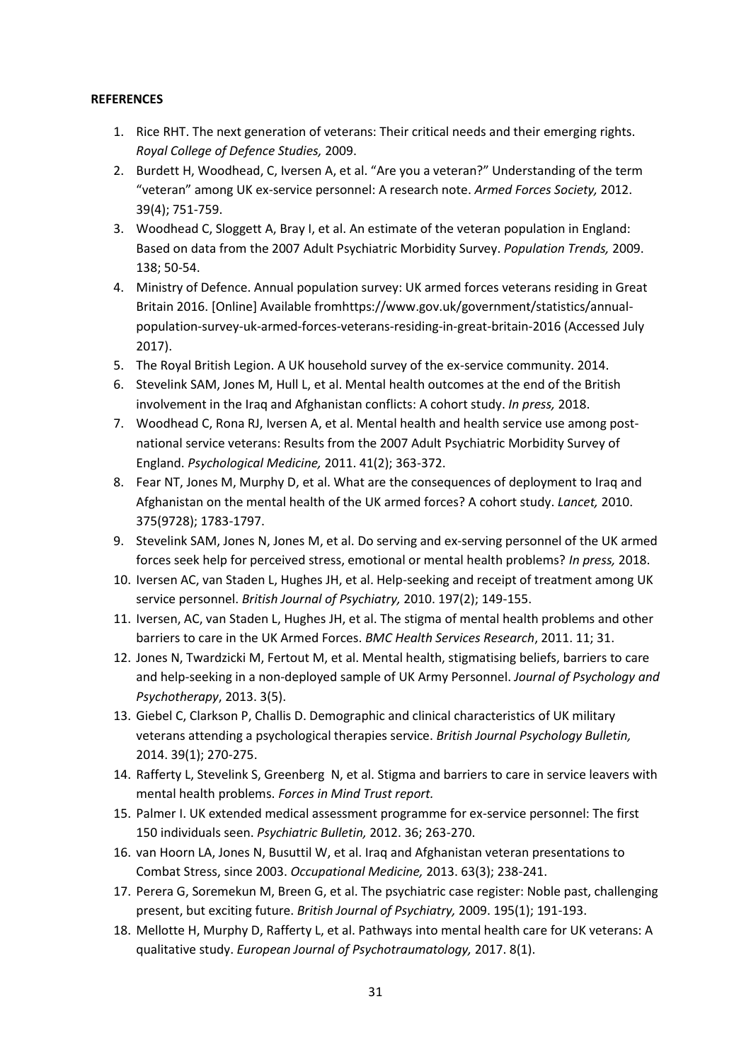**REFERENCES**

1. Rice RHT. The next generation of veterans: Their critical needs and their emerging rights. *Royal College of Defence Studies,* 2009.
2. Burdett H, Woodhead, C, Iversen A, et al. "Are you a veteran?" Understanding of the term "veteran" among UK ex-service personnel: A research note. *Armed Forces Society,* 2012. 39(4); 751-759.
3. Woodhead C, Sloggett A, Bray I, et al. An estimate of the veteran population in England: Based on data from the 2007 Adult Psychiatric Morbidity Survey. *Population Trends,* 2009. 138; 50-54.
4. Ministry of Defence. Annual population survey: UK armed forces veterans residing in Great Britain 2016. [Online] Available fromhttps://www.gov.uk/government/statistics/annual-population-survey-uk-armed-forces-veterans-residing-in-great-britain-2016 (Accessed July 2017).
5. The Royal British Legion. A UK household survey of the ex-service community. 2014.
6. Stevelink SAM, Jones M, Hull L, et al. Mental health outcomes at the end of the British involvement in the Iraq and Afghanistan conflicts: A cohort study. *In press,* 2018.
7. Woodhead C, Rona RJ, Iversen A, et al. Mental health and health service use among post-national service veterans: Results from the 2007 Adult Psychiatric Morbidity Survey of England. *Psychological Medicine,* 2011. 41(2); 363-372.
8. Fear NT, Jones M, Murphy D, et al. What are the consequences of deployment to Iraq and Afghanistan on the mental health of the UK armed forces? A cohort study. *Lancet,* 2010. 375(9728); 1783-1797.
9. Stevelink SAM, Jones N, Jones M, et al. Do serving and ex-serving personnel of the UK armed forces seek help for perceived stress, emotional or mental health problems? *In press,* 2018.
10. Iversen AC, van Staden L, Hughes JH, et al. Help-seeking and receipt of treatment among UK service personnel. *British Journal of Psychiatry,* 2010. 197(2); 149-155.
11. Iversen, AC, van Staden L, Hughes JH, et al. The stigma of mental health problems and other barriers to care in the UK Armed Forces. *BMC Health Services Research*, 2011. 11; 31.
12. Jones N, Twardzicki M, Fertout M, et al. Mental health, stigmatising beliefs, barriers to care and help-seeking in a non-deployed sample of UK Army Personnel. *Journal of Psychology and Psychotherapy*, 2013. 3(5).
13. Giebel C, Clarkson P, Challis D. Demographic and clinical characteristics of UK military veterans attending a psychological therapies service. *British Journal Psychology Bulletin,* 2014. 39(1); 270-275.
14. Rafferty L, Stevelink S, Greenberg N, et al. Stigma and barriers to care in service leavers with mental health problems. *Forces in Mind Trust report*.
15. Palmer I. UK extended medical assessment programme for ex-service personnel: The first 150 individuals seen. *Psychiatric Bulletin,* 2012. 36; 263-270.
16. van Hoorn LA, Jones N, Busuttil W, et al. Iraq and Afghanistan veteran presentations to Combat Stress, since 2003. *Occupational Medicine,* 2013. 63(3); 238-241.
17. Perera G, Soremekun M, Breen G, et al. The psychiatric case register: Noble past, challenging present, but exciting future. *British Journal of Psychiatry,* 2009. 195(1); 191-193.
18. Mellotte H, Murphy D, Rafferty L, et al. Pathways into mental health care for UK veterans: A qualitative study. *European Journal of Psychotraumatology,* 2017. 8(1).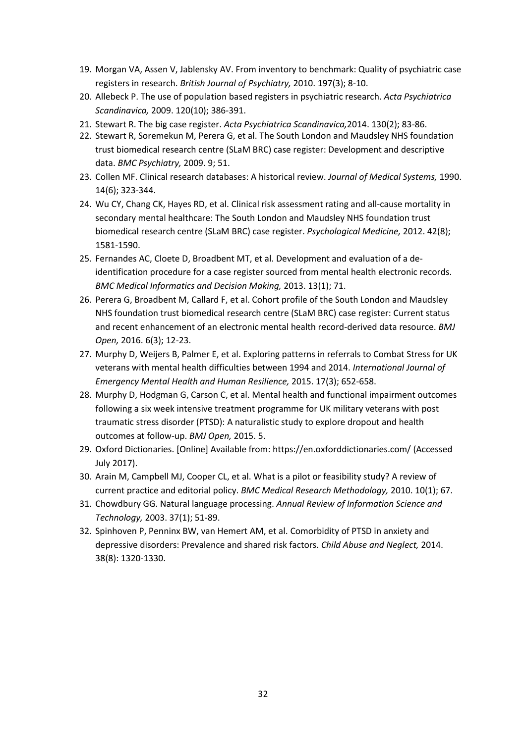19. Morgan VA, Assen V, Jablensky AV. From inventory to benchmark: Quality of psychiatric case registers in research. *British Journal of Psychiatry,* 2010. 197(3); 8-10.
20. Allebeck P. The use of population based registers in psychiatric research. *Acta Psychiatrica Scandinavica,* 2009. 120(10); 386-391.
21. Stewart R. The big case register. *Acta Psychiatrica Scandinavica,*2014. 130(2); 83-86.
22. Stewart R, Soremekun M, Perera G, et al. The South London and Maudsley NHS foundation trust biomedical research centre (SLaM BRC) case register: Development and descriptive data. *BMC Psychiatry,* 2009. 9; 51.
23. Collen MF. Clinical research databases: A historical review. *Journal of Medical Systems,* 1990. 14(6); 323-344.
24. Wu CY, Chang CK, Hayes RD, et al. Clinical risk assessment rating and all-cause mortality in secondary mental healthcare: The South London and Maudsley NHS foundation trust biomedical research centre (SLaM BRC) case register. *Psychological Medicine,* 2012. 42(8); 1581-1590.
25. Fernandes AC, Cloete D, Broadbent MT, et al. Development and evaluation of a de-identification procedure for a case register sourced from mental health electronic records. *BMC Medical Informatics and Decision Making,* 2013. 13(1); 71.
26. Perera G, Broadbent M, Callard F, et al. Cohort profile of the South London and Maudsley NHS foundation trust biomedical research centre (SLaM BRC) case register: Current status and recent enhancement of an electronic mental health record-derived data resource. *BMJ Open,* 2016. 6(3); 12-23.
27. Murphy D, Weijers B, Palmer E, et al. Exploring patterns in referrals to Combat Stress for UK veterans with mental health difficulties between 1994 and 2014. *International Journal of Emergency Mental Health and Human Resilience,* 2015. 17(3); 652-658.
28. Murphy D, Hodgman G, Carson C, et al. Mental health and functional impairment outcomes following a six week intensive treatment programme for UK military veterans with post traumatic stress disorder (PTSD): A naturalistic study to explore dropout and health outcomes at follow-up. *BMJ Open,* 2015. 5.
29. Oxford Dictionaries. [Online] Available from: https://en.oxforddictionaries.com/ (Accessed July 2017).
30. Arain M, Campbell MJ, Cooper CL, et al. What is a pilot or feasibility study? A review of current practice and editorial policy. *BMC Medical Research Methodology,* 2010. 10(1); 67.
31. Chowdbury GG. Natural language processing. *Annual Review of Information Science and Technology,* 2003. 37(1); 51-89.
32. Spinhoven P, Penninx BW, van Hemert AM, et al. Comorbidity of PTSD in anxiety and depressive disorders: Prevalence and shared risk factors. *Child Abuse and Neglect,* 2014. 38(8): 1320-1330.